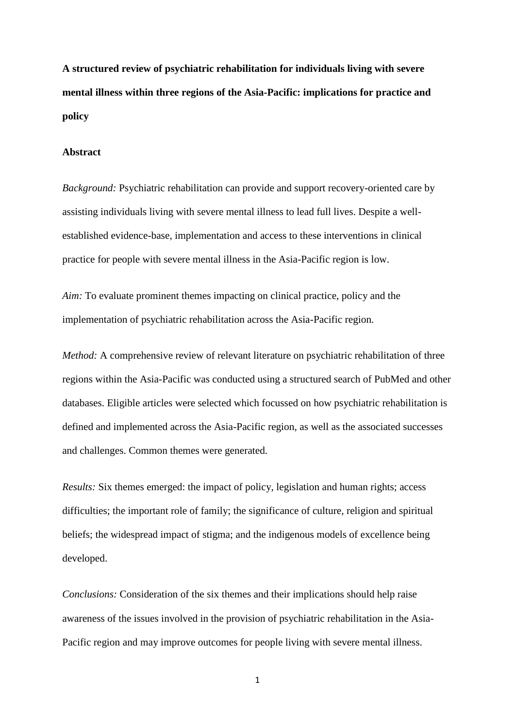# A structured review of psychiatric rehabilitation for individuals living with severe mental illness within three regions of the Asia-Pacific: implications for practice and policy

## Abstract

*Background:* Psychiatric rehabilitation can provide and support recovery-oriented care by assisting individuals living with severe mental illness to lead full lives. Despite a well-established evidence-base, implementation and access to these interventions in clinical practice for people with severe mental illness in the Asia-Pacific region is low.

*Aim:* To evaluate prominent themes impacting on clinical practice, policy and the implementation of psychiatric rehabilitation across the Asia-Pacific region.

*Method:* A comprehensive review of relevant literature on psychiatric rehabilitation of three regions within the Asia-Pacific was conducted using a structured search of PubMed and other databases. Eligible articles were selected which focussed on how psychiatric rehabilitation is defined and implemented across the Asia-Pacific region, as well as the associated successes and challenges. Common themes were generated.

*Results:* Six themes emerged: the impact of policy, legislation and human rights; access difficulties; the important role of family; the significance of culture, religion and spiritual beliefs; the widespread impact of stigma; and the indigenous models of excellence being developed.

*Conclusions:* Consideration of the six themes and their implications should help raise awareness of the issues involved in the provision of psychiatric rehabilitation in the Asia-Pacific region and may improve outcomes for people living with severe mental illness.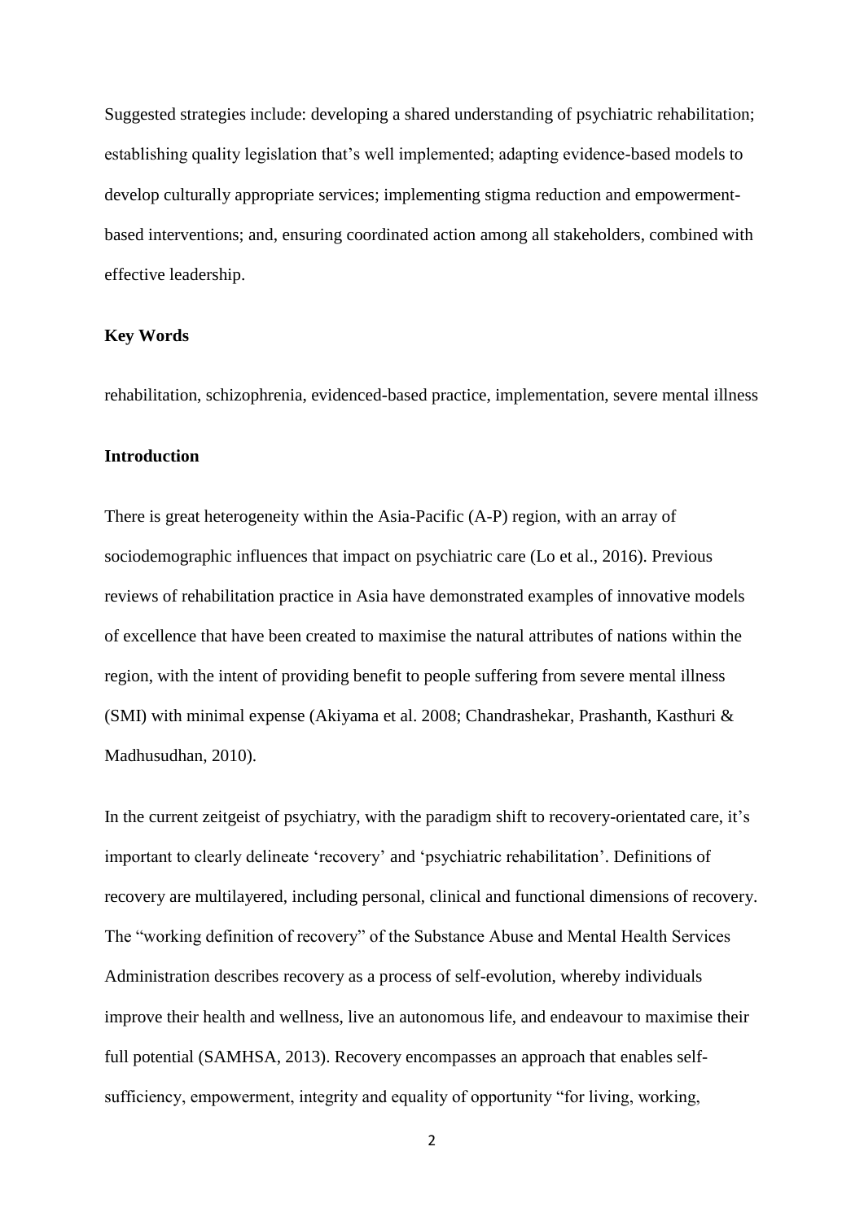Suggested strategies include: developing a shared understanding of psychiatric rehabilitation; establishing quality legislation that's well implemented; adapting evidence-based models to develop culturally appropriate services; implementing stigma reduction and empowerment-based interventions; and, ensuring coordinated action among all stakeholders, combined with effective leadership.

**Key Words**

rehabilitation, schizophrenia, evidenced-based practice, implementation, severe mental illness

**Introduction**

There is great heterogeneity within the Asia-Pacific (A-P) region, with an array of sociodemographic influences that impact on psychiatric care (Lo et al., 2016). Previous reviews of rehabilitation practice in Asia have demonstrated examples of innovative models of excellence that have been created to maximise the natural attributes of nations within the region, with the intent of providing benefit to people suffering from severe mental illness (SMI) with minimal expense (Akiyama et al. 2008; Chandrashekar, Prashanth, Kasthuri & Madhusudhan, 2010).

In the current zeitgeist of psychiatry, with the paradigm shift to recovery-orientated care, it's important to clearly delineate 'recovery' and 'psychiatric rehabilitation'. Definitions of recovery are multilayered, including personal, clinical and functional dimensions of recovery. The "working definition of recovery" of the Substance Abuse and Mental Health Services Administration describes recovery as a process of self-evolution, whereby individuals improve their health and wellness, live an autonomous life, and endeavour to maximise their full potential (SAMHSA, 2013). Recovery encompasses an approach that enables self-sufficiency, empowerment, integrity and equality of opportunity "for living, working,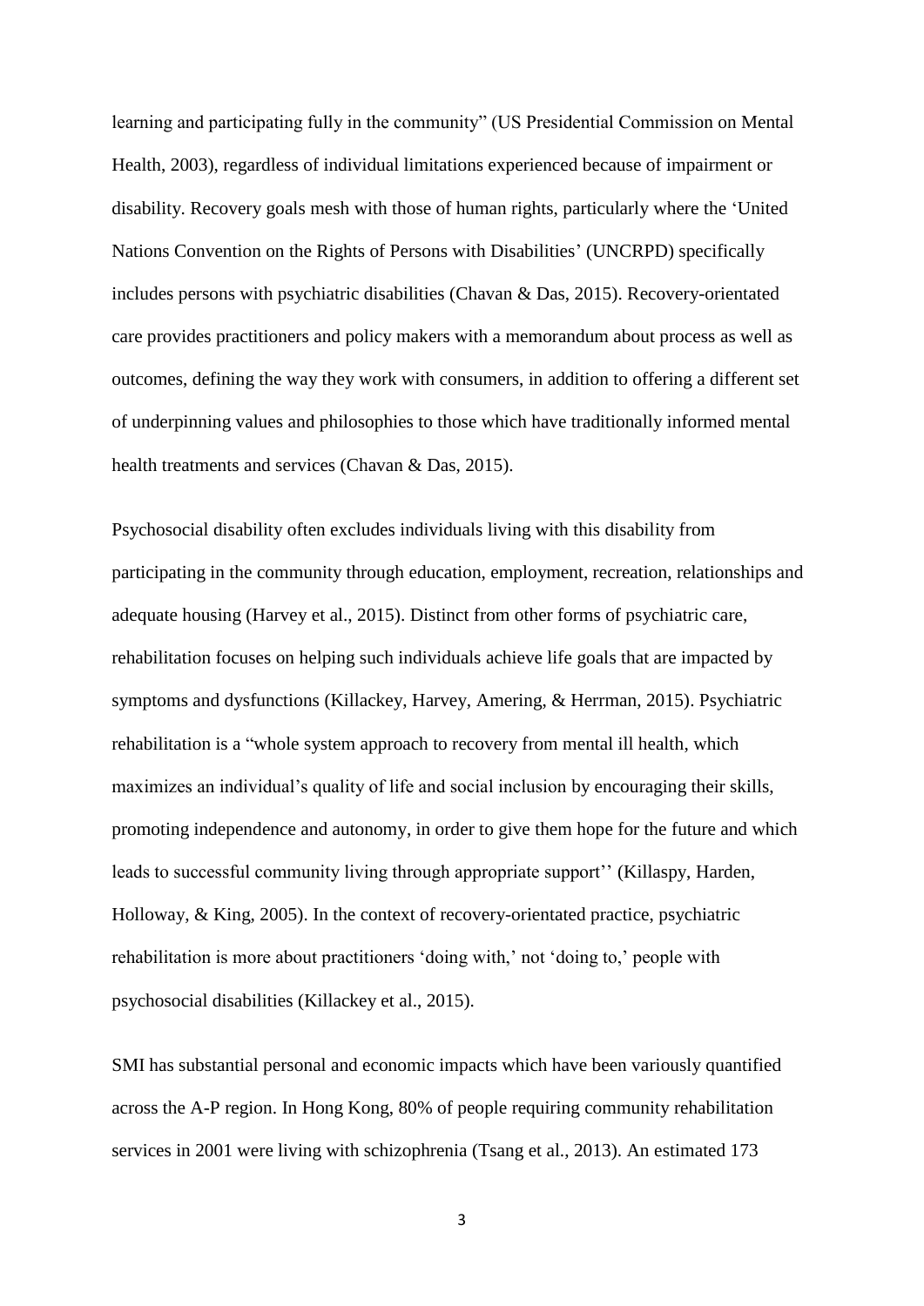learning and participating fully in the community" (US Presidential Commission on Mental Health, 2003), regardless of individual limitations experienced because of impairment or disability. Recovery goals mesh with those of human rights, particularly where the 'United Nations Convention on the Rights of Persons with Disabilities' (UNCRPD) specifically includes persons with psychiatric disabilities (Chavan & Das, 2015). Recovery-orientated care provides practitioners and policy makers with a memorandum about process as well as outcomes, defining the way they work with consumers, in addition to offering a different set of underpinning values and philosophies to those which have traditionally informed mental health treatments and services (Chavan & Das, 2015).

Psychosocial disability often excludes individuals living with this disability from participating in the community through education, employment, recreation, relationships and adequate housing (Harvey et al., 2015). Distinct from other forms of psychiatric care, rehabilitation focuses on helping such individuals achieve life goals that are impacted by symptoms and dysfunctions (Killackey, Harvey, Amering, & Herrman, 2015). Psychiatric rehabilitation is a "whole system approach to recovery from mental ill health, which maximizes an individual's quality of life and social inclusion by encouraging their skills, promoting independence and autonomy, in order to give them hope for the future and which leads to successful community living through appropriate support'' (Killaspy, Harden, Holloway, & King, 2005). In the context of recovery-orientated practice, psychiatric rehabilitation is more about practitioners 'doing with,' not 'doing to,' people with psychosocial disabilities (Killackey et al., 2015).

SMI has substantial personal and economic impacts which have been variously quantified across the A-P region. In Hong Kong, 80% of people requiring community rehabilitation services in 2001 were living with schizophrenia (Tsang et al., 2013). An estimated 173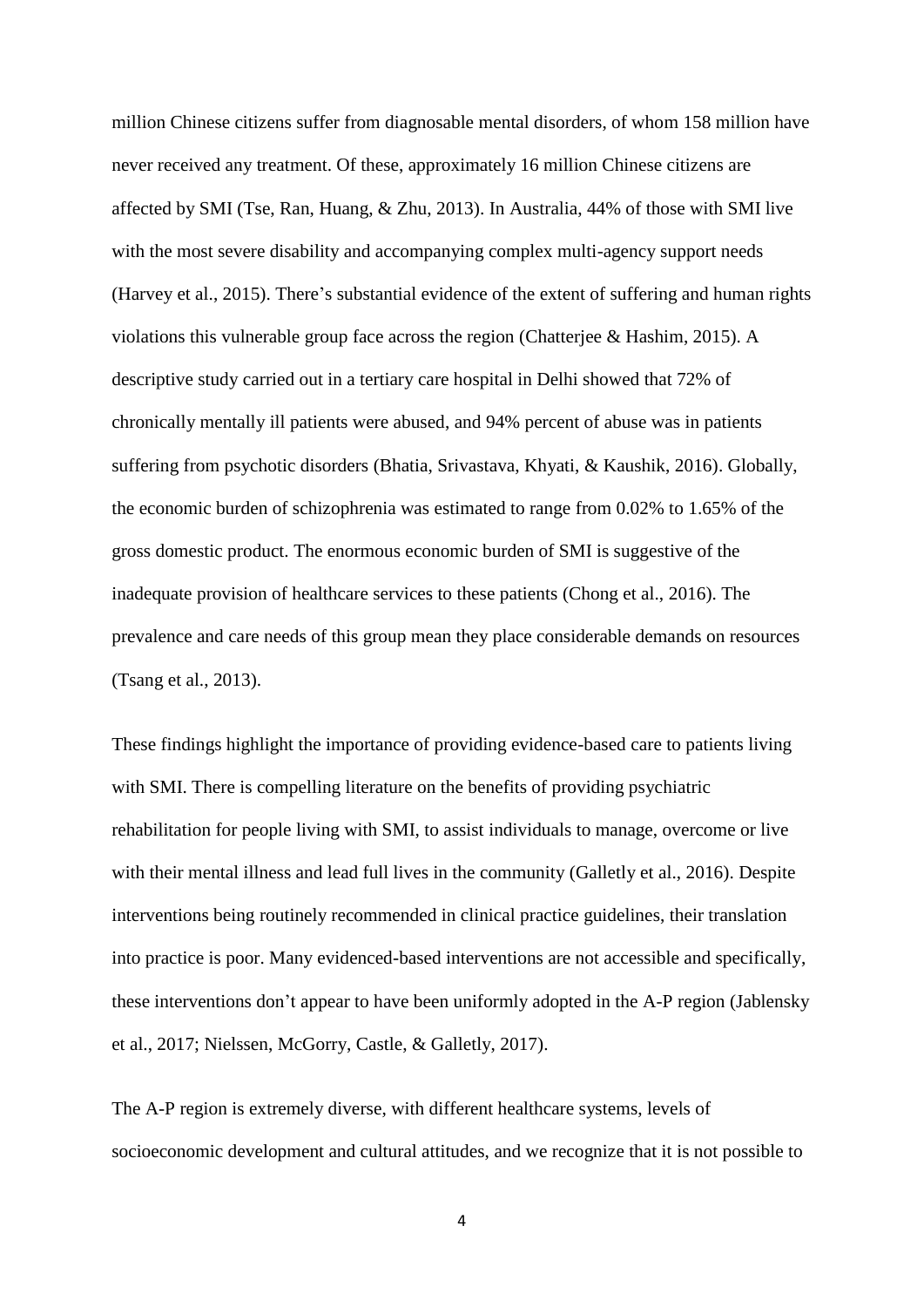million Chinese citizens suffer from diagnosable mental disorders, of whom 158 million have never received any treatment. Of these, approximately 16 million Chinese citizens are affected by SMI (Tse, Ran, Huang, & Zhu, 2013). In Australia, 44% of those with SMI live with the most severe disability and accompanying complex multi-agency support needs (Harvey et al., 2015). There's substantial evidence of the extent of suffering and human rights violations this vulnerable group face across the region (Chatterjee & Hashim, 2015). A descriptive study carried out in a tertiary care hospital in Delhi showed that 72% of chronically mentally ill patients were abused, and 94% percent of abuse was in patients suffering from psychotic disorders (Bhatia, Srivastava, Khyati, & Kaushik, 2016). Globally, the economic burden of schizophrenia was estimated to range from 0.02% to 1.65% of the gross domestic product. The enormous economic burden of SMI is suggestive of the inadequate provision of healthcare services to these patients (Chong et al., 2016). The prevalence and care needs of this group mean they place considerable demands on resources (Tsang et al., 2013).

These findings highlight the importance of providing evidence-based care to patients living with SMI. There is compelling literature on the benefits of providing psychiatric rehabilitation for people living with SMI, to assist individuals to manage, overcome or live with their mental illness and lead full lives in the community (Galletly et al., 2016). Despite interventions being routinely recommended in clinical practice guidelines, their translation into practice is poor. Many evidenced-based interventions are not accessible and specifically, these interventions don't appear to have been uniformly adopted in the A-P region (Jablensky et al., 2017; Nielssen, McGorry, Castle, & Galletly, 2017).

The A-P region is extremely diverse, with different healthcare systems, levels of socioeconomic development and cultural attitudes, and we recognize that it is not possible to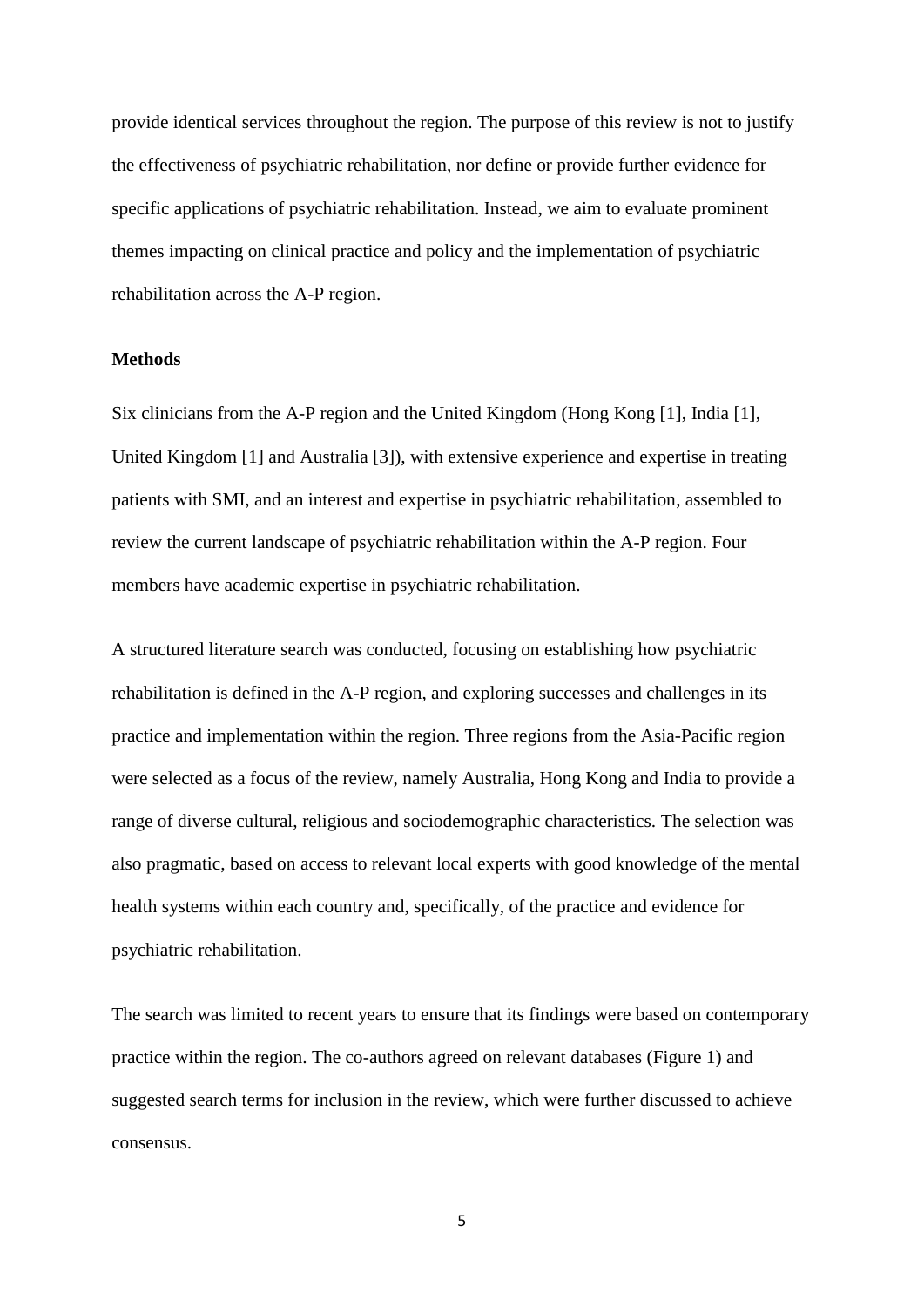provide identical services throughout the region. The purpose of this review is not to justify the effectiveness of psychiatric rehabilitation, nor define or provide further evidence for specific applications of psychiatric rehabilitation. Instead, we aim to evaluate prominent themes impacting on clinical practice and policy and the implementation of psychiatric rehabilitation across the A-P region.

**Methods**

Six clinicians from the A-P region and the United Kingdom (Hong Kong [1], India [1], United Kingdom [1] and Australia [3]), with extensive experience and expertise in treating patients with SMI, and an interest and expertise in psychiatric rehabilitation, assembled to review the current landscape of psychiatric rehabilitation within the A-P region. Four members have academic expertise in psychiatric rehabilitation.

A structured literature search was conducted, focusing on establishing how psychiatric rehabilitation is defined in the A-P region, and exploring successes and challenges in its practice and implementation within the region. Three regions from the Asia-Pacific region were selected as a focus of the review, namely Australia, Hong Kong and India to provide a range of diverse cultural, religious and sociodemographic characteristics. The selection was also pragmatic, based on access to relevant local experts with good knowledge of the mental health systems within each country and, specifically, of the practice and evidence for psychiatric rehabilitation.

The search was limited to recent years to ensure that its findings were based on contemporary practice within the region. The co-authors agreed on relevant databases (Figure 1) and suggested search terms for inclusion in the review, which were further discussed to achieve consensus.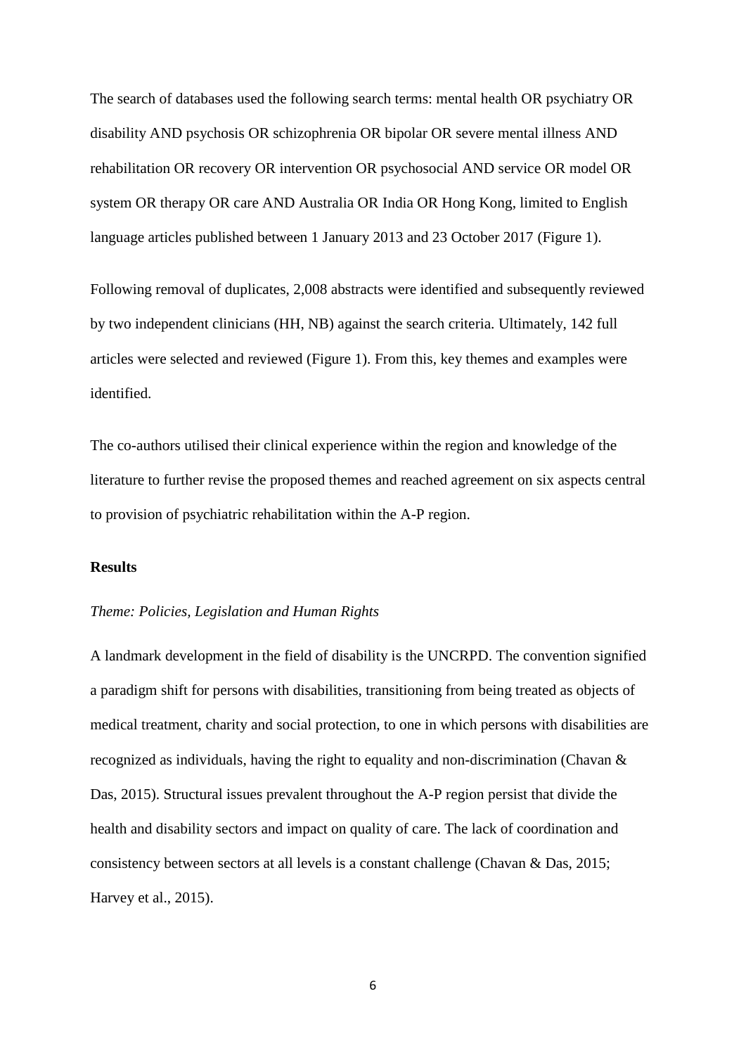The search of databases used the following search terms: mental health OR psychiatry OR disability AND psychosis OR schizophrenia OR bipolar OR severe mental illness AND rehabilitation OR recovery OR intervention OR psychosocial AND service OR model OR system OR therapy OR care AND Australia OR India OR Hong Kong, limited to English language articles published between 1 January 2013 and 23 October 2017 (Figure 1).

Following removal of duplicates, 2,008 abstracts were identified and subsequently reviewed by two independent clinicians (HH, NB) against the search criteria. Ultimately, 142 full articles were selected and reviewed (Figure 1). From this, key themes and examples were identified.

The co-authors utilised their clinical experience within the region and knowledge of the literature to further revise the proposed themes and reached agreement on six aspects central to provision of psychiatric rehabilitation within the A-P region.

## Results

### *Theme: Policies, Legislation and Human Rights*

A landmark development in the field of disability is the UNCRPD. The convention signified a paradigm shift for persons with disabilities, transitioning from being treated as objects of medical treatment, charity and social protection, to one in which persons with disabilities are recognized as individuals, having the right to equality and non-discrimination (Chavan & Das, 2015). Structural issues prevalent throughout the A-P region persist that divide the health and disability sectors and impact on quality of care. The lack of coordination and consistency between sectors at all levels is a constant challenge (Chavan & Das, 2015; Harvey et al., 2015).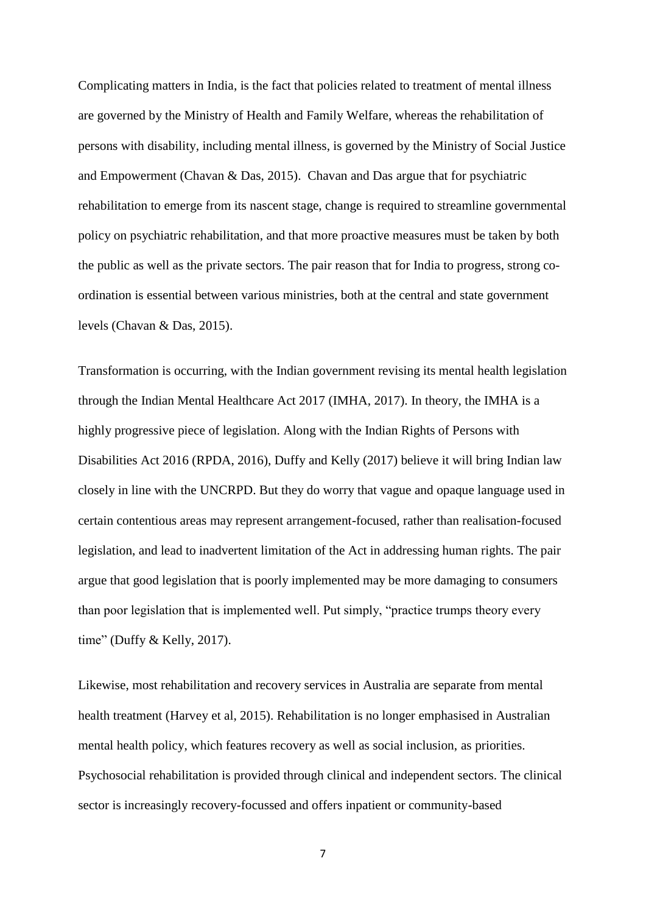Complicating matters in India, is the fact that policies related to treatment of mental illness are governed by the Ministry of Health and Family Welfare, whereas the rehabilitation of persons with disability, including mental illness, is governed by the Ministry of Social Justice and Empowerment (Chavan & Das, 2015). Chavan and Das argue that for psychiatric rehabilitation to emerge from its nascent stage, change is required to streamline governmental policy on psychiatric rehabilitation, and that more proactive measures must be taken by both the public as well as the private sectors. The pair reason that for India to progress, strong co-ordination is essential between various ministries, both at the central and state government levels (Chavan & Das, 2015).

Transformation is occurring, with the Indian government revising its mental health legislation through the Indian Mental Healthcare Act 2017 (IMHA, 2017). In theory, the IMHA is a highly progressive piece of legislation. Along with the Indian Rights of Persons with Disabilities Act 2016 (RPDA, 2016), Duffy and Kelly (2017) believe it will bring Indian law closely in line with the UNCRPD. But they do worry that vague and opaque language used in certain contentious areas may represent arrangement-focused, rather than realisation-focused legislation, and lead to inadvertent limitation of the Act in addressing human rights. The pair argue that good legislation that is poorly implemented may be more damaging to consumers than poor legislation that is implemented well. Put simply, "practice trumps theory every time" (Duffy & Kelly, 2017).

Likewise, most rehabilitation and recovery services in Australia are separate from mental health treatment (Harvey et al, 2015). Rehabilitation is no longer emphasised in Australian mental health policy, which features recovery as well as social inclusion, as priorities. Psychosocial rehabilitation is provided through clinical and independent sectors. The clinical sector is increasingly recovery-focussed and offers inpatient or community-based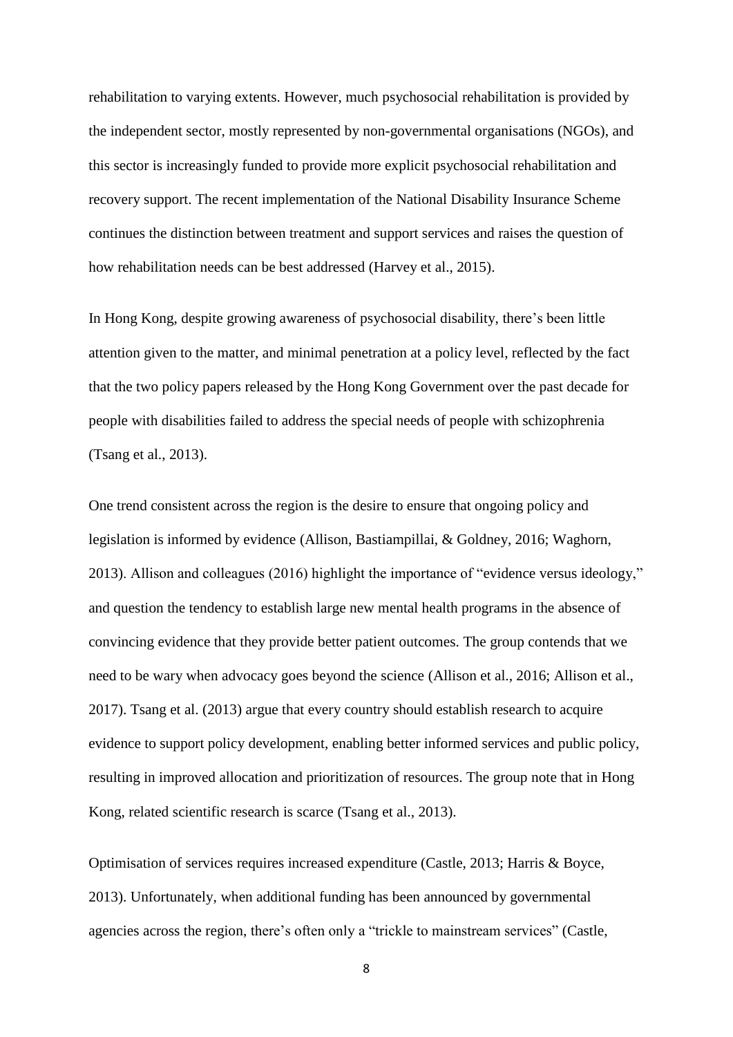rehabilitation to varying extents. However, much psychosocial rehabilitation is provided by the independent sector, mostly represented by non-governmental organisations (NGOs), and this sector is increasingly funded to provide more explicit psychosocial rehabilitation and recovery support. The recent implementation of the National Disability Insurance Scheme continues the distinction between treatment and support services and raises the question of how rehabilitation needs can be best addressed (Harvey et al., 2015).

In Hong Kong, despite growing awareness of psychosocial disability, there's been little attention given to the matter, and minimal penetration at a policy level, reflected by the fact that the two policy papers released by the Hong Kong Government over the past decade for people with disabilities failed to address the special needs of people with schizophrenia (Tsang et al., 2013).

One trend consistent across the region is the desire to ensure that ongoing policy and legislation is informed by evidence (Allison, Bastiampillai, & Goldney, 2016; Waghorn, 2013). Allison and colleagues (2016) highlight the importance of "evidence versus ideology," and question the tendency to establish large new mental health programs in the absence of convincing evidence that they provide better patient outcomes. The group contends that we need to be wary when advocacy goes beyond the science (Allison et al., 2016; Allison et al., 2017). Tsang et al. (2013) argue that every country should establish research to acquire evidence to support policy development, enabling better informed services and public policy, resulting in improved allocation and prioritization of resources. The group note that in Hong Kong, related scientific research is scarce (Tsang et al., 2013).

Optimisation of services requires increased expenditure (Castle, 2013; Harris & Boyce, 2013). Unfortunately, when additional funding has been announced by governmental agencies across the region, there's often only a "trickle to mainstream services" (Castle,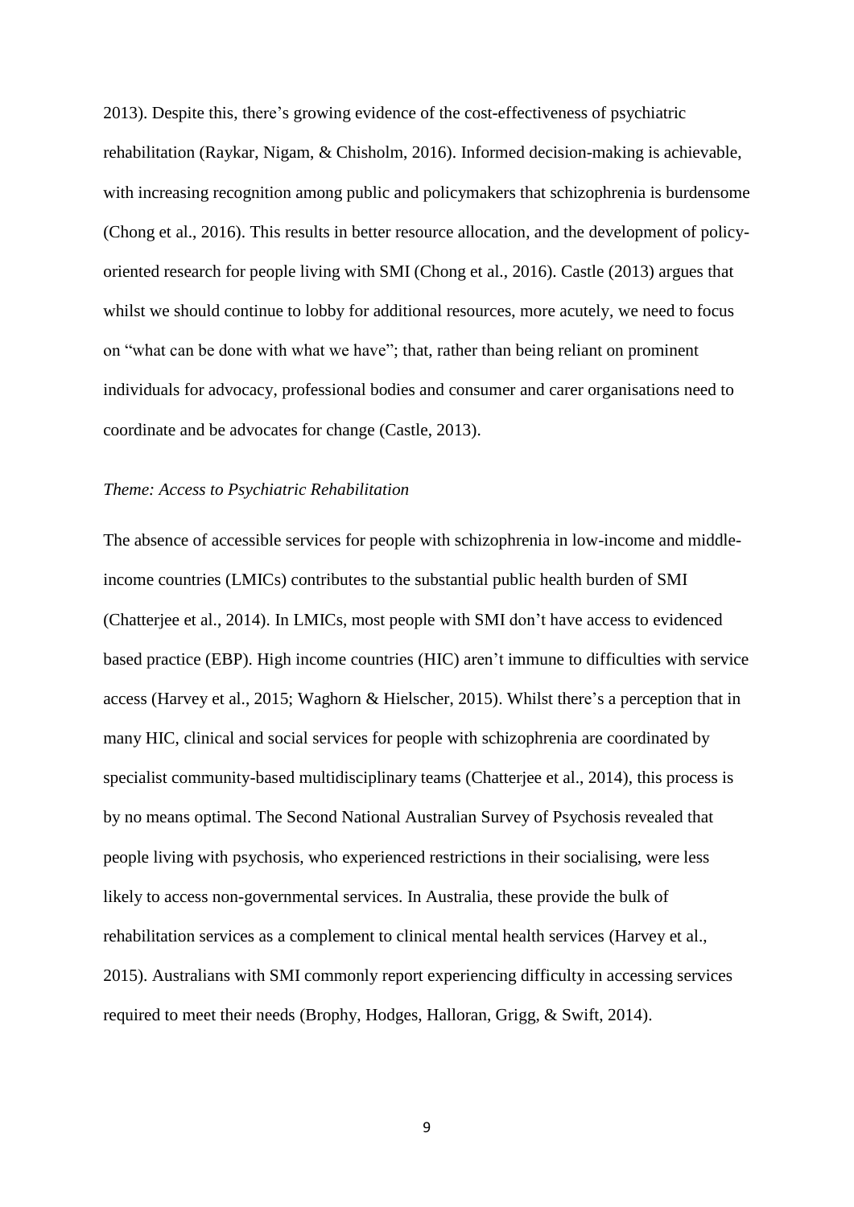2013). Despite this, there's growing evidence of the cost-effectiveness of psychiatric rehabilitation (Raykar, Nigam, & Chisholm, 2016). Informed decision-making is achievable, with increasing recognition among public and policymakers that schizophrenia is burdensome (Chong et al., 2016). This results in better resource allocation, and the development of policy-oriented research for people living with SMI (Chong et al., 2016). Castle (2013) argues that whilst we should continue to lobby for additional resources, more acutely, we need to focus on "what can be done with what we have"; that, rather than being reliant on prominent individuals for advocacy, professional bodies and consumer and carer organisations need to coordinate and be advocates for change (Castle, 2013).

*Theme: Access to Psychiatric Rehabilitation*

The absence of accessible services for people with schizophrenia in low-income and middle-income countries (LMICs) contributes to the substantial public health burden of SMI (Chatterjee et al., 2014). In LMICs, most people with SMI don't have access to evidenced based practice (EBP). High income countries (HIC) aren't immune to difficulties with service access (Harvey et al., 2015; Waghorn & Hielscher, 2015). Whilst there's a perception that in many HIC, clinical and social services for people with schizophrenia are coordinated by specialist community-based multidisciplinary teams (Chatterjee et al., 2014), this process is by no means optimal. The Second National Australian Survey of Psychosis revealed that people living with psychosis, who experienced restrictions in their socialising, were less likely to access non-governmental services. In Australia, these provide the bulk of rehabilitation services as a complement to clinical mental health services (Harvey et al., 2015). Australians with SMI commonly report experiencing difficulty in accessing services required to meet their needs (Brophy, Hodges, Halloran, Grigg, & Swift, 2014).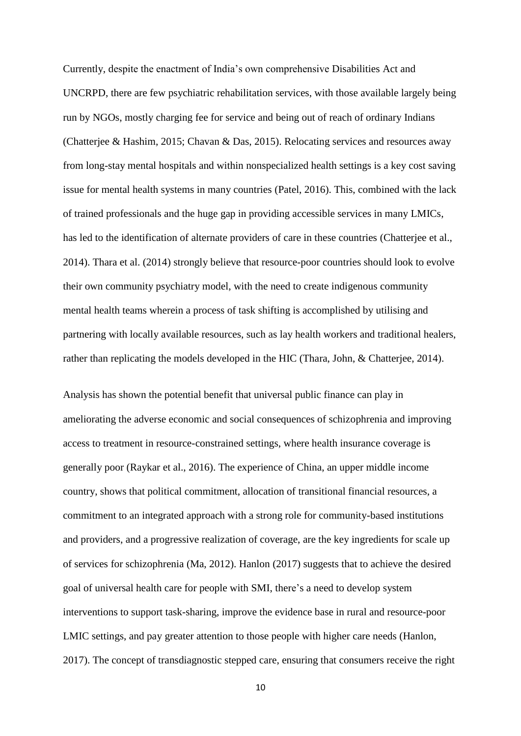Currently, despite the enactment of India's own comprehensive Disabilities Act and UNCRPD, there are few psychiatric rehabilitation services, with those available largely being run by NGOs, mostly charging fee for service and being out of reach of ordinary Indians (Chatterjee & Hashim, 2015; Chavan & Das, 2015). Relocating services and resources away from long-stay mental hospitals and within nonspecialized health settings is a key cost saving issue for mental health systems in many countries (Patel, 2016). This, combined with the lack of trained professionals and the huge gap in providing accessible services in many LMICs, has led to the identification of alternate providers of care in these countries (Chatterjee et al., 2014). Thara et al. (2014) strongly believe that resource-poor countries should look to evolve their own community psychiatry model, with the need to create indigenous community mental health teams wherein a process of task shifting is accomplished by utilising and partnering with locally available resources, such as lay health workers and traditional healers, rather than replicating the models developed in the HIC (Thara, John, & Chatterjee, 2014).

Analysis has shown the potential benefit that universal public finance can play in ameliorating the adverse economic and social consequences of schizophrenia and improving access to treatment in resource-constrained settings, where health insurance coverage is generally poor (Raykar et al., 2016). The experience of China, an upper middle income country, shows that political commitment, allocation of transitional financial resources, a commitment to an integrated approach with a strong role for community-based institutions and providers, and a progressive realization of coverage, are the key ingredients for scale up of services for schizophrenia (Ma, 2012). Hanlon (2017) suggests that to achieve the desired goal of universal health care for people with SMI, there's a need to develop system interventions to support task-sharing, improve the evidence base in rural and resource-poor LMIC settings, and pay greater attention to those people with higher care needs (Hanlon, 2017). The concept of transdiagnostic stepped care, ensuring that consumers receive the right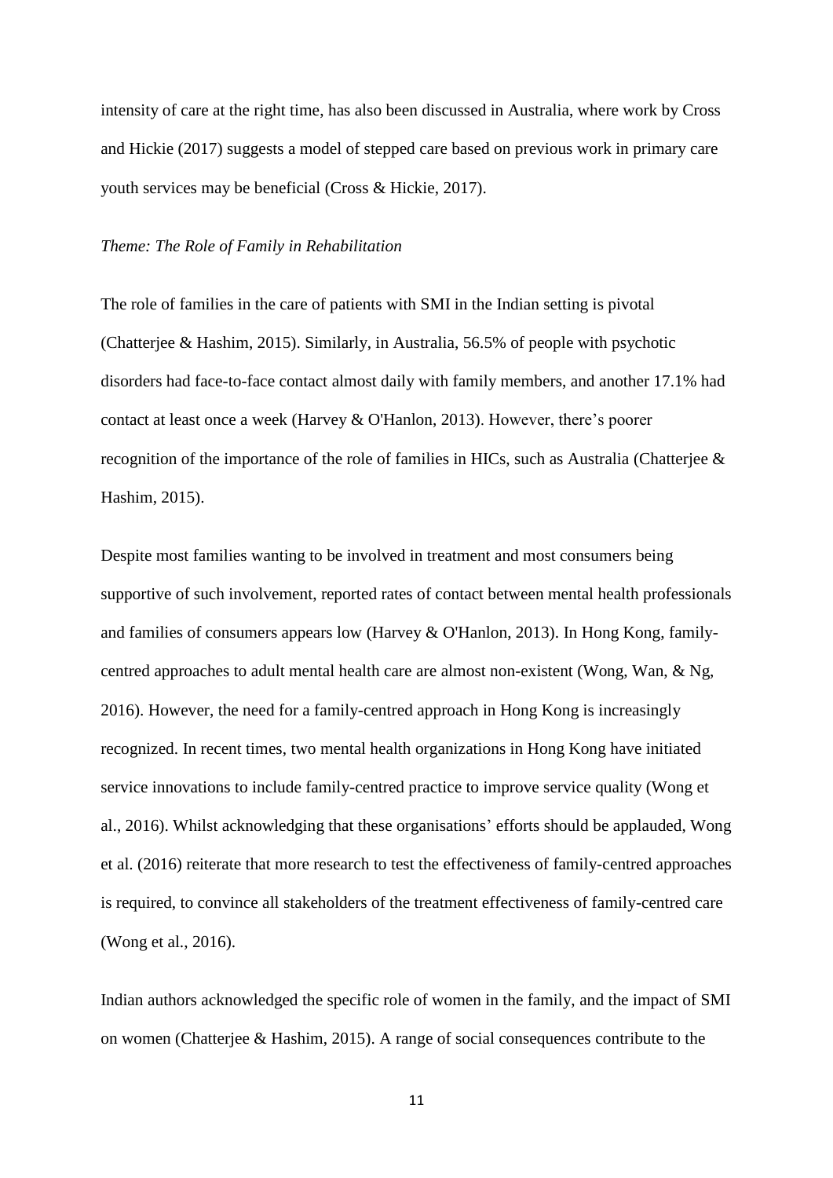intensity of care at the right time, has also been discussed in Australia, where work by Cross and Hickie (2017) suggests a model of stepped care based on previous work in primary care youth services may be beneficial (Cross & Hickie, 2017).

*Theme: The Role of Family in Rehabilitation*

The role of families in the care of patients with SMI in the Indian setting is pivotal (Chatterjee & Hashim, 2015). Similarly, in Australia, 56.5% of people with psychotic disorders had face-to-face contact almost daily with family members, and another 17.1% had contact at least once a week (Harvey & O'Hanlon, 2013). However, there's poorer recognition of the importance of the role of families in HICs, such as Australia (Chatterjee & Hashim, 2015).

Despite most families wanting to be involved in treatment and most consumers being supportive of such involvement, reported rates of contact between mental health professionals and families of consumers appears low (Harvey & O'Hanlon, 2013). In Hong Kong, family-centred approaches to adult mental health care are almost non-existent (Wong, Wan, & Ng, 2016). However, the need for a family-centred approach in Hong Kong is increasingly recognized. In recent times, two mental health organizations in Hong Kong have initiated service innovations to include family-centred practice to improve service quality (Wong et al., 2016). Whilst acknowledging that these organisations' efforts should be applauded, Wong et al. (2016) reiterate that more research to test the effectiveness of family-centred approaches is required, to convince all stakeholders of the treatment effectiveness of family-centred care (Wong et al., 2016).

Indian authors acknowledged the specific role of women in the family, and the impact of SMI on women (Chatterjee & Hashim, 2015). A range of social consequences contribute to the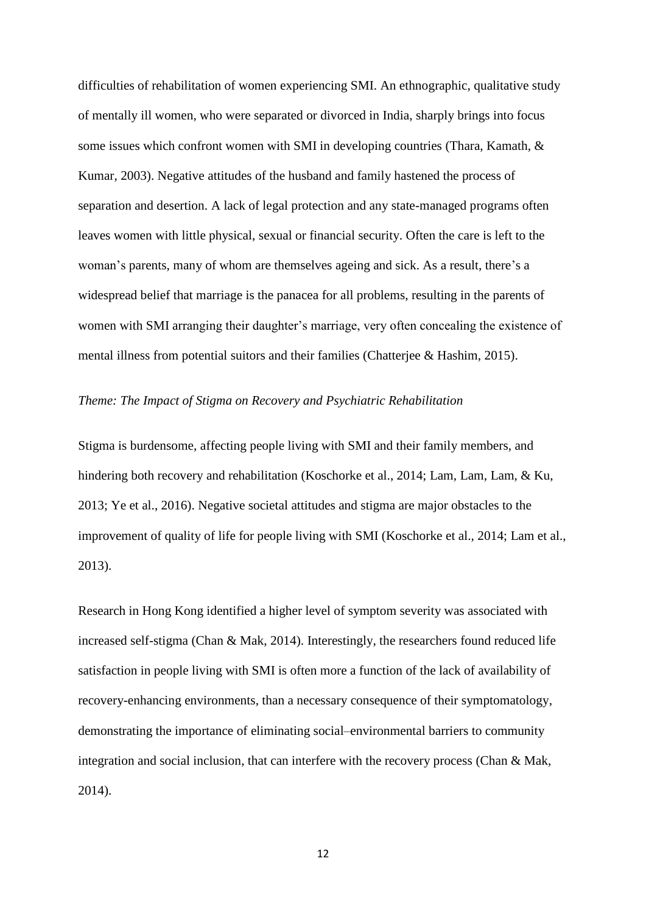difficulties of rehabilitation of women experiencing SMI. An ethnographic, qualitative study of mentally ill women, who were separated or divorced in India, sharply brings into focus some issues which confront women with SMI in developing countries (Thara, Kamath, & Kumar, 2003). Negative attitudes of the husband and family hastened the process of separation and desertion. A lack of legal protection and any state-managed programs often leaves women with little physical, sexual or financial security. Often the care is left to the woman's parents, many of whom are themselves ageing and sick. As a result, there's a widespread belief that marriage is the panacea for all problems, resulting in the parents of women with SMI arranging their daughter's marriage, very often concealing the existence of mental illness from potential suitors and their families (Chatterjee & Hashim, 2015).

*Theme: The Impact of Stigma on Recovery and Psychiatric Rehabilitation*

Stigma is burdensome, affecting people living with SMI and their family members, and hindering both recovery and rehabilitation (Koschorke et al., 2014; Lam, Lam, Lam, & Ku, 2013; Ye et al., 2016). Negative societal attitudes and stigma are major obstacles to the improvement of quality of life for people living with SMI (Koschorke et al., 2014; Lam et al., 2013).

Research in Hong Kong identified a higher level of symptom severity was associated with increased self-stigma (Chan & Mak, 2014). Interestingly, the researchers found reduced life satisfaction in people living with SMI is often more a function of the lack of availability of recovery-enhancing environments, than a necessary consequence of their symptomatology, demonstrating the importance of eliminating social–environmental barriers to community integration and social inclusion, that can interfere with the recovery process (Chan & Mak, 2014).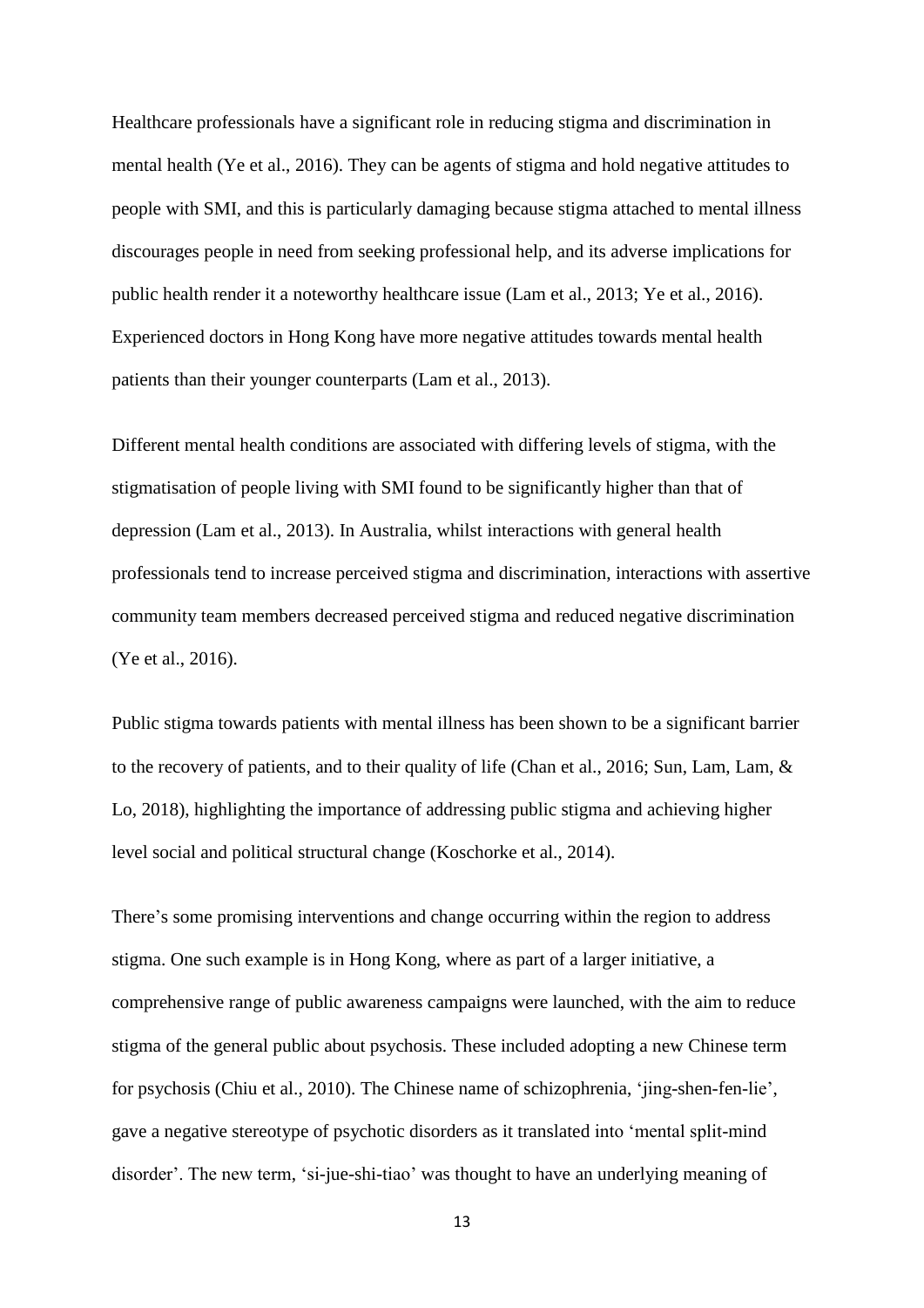Healthcare professionals have a significant role in reducing stigma and discrimination in mental health (Ye et al., 2016). They can be agents of stigma and hold negative attitudes to people with SMI, and this is particularly damaging because stigma attached to mental illness discourages people in need from seeking professional help, and its adverse implications for public health render it a noteworthy healthcare issue (Lam et al., 2013; Ye et al., 2016). Experienced doctors in Hong Kong have more negative attitudes towards mental health patients than their younger counterparts (Lam et al., 2013).

Different mental health conditions are associated with differing levels of stigma, with the stigmatisation of people living with SMI found to be significantly higher than that of depression (Lam et al., 2013). In Australia, whilst interactions with general health professionals tend to increase perceived stigma and discrimination, interactions with assertive community team members decreased perceived stigma and reduced negative discrimination (Ye et al., 2016).

Public stigma towards patients with mental illness has been shown to be a significant barrier to the recovery of patients, and to their quality of life (Chan et al., 2016; Sun, Lam, Lam, & Lo, 2018), highlighting the importance of addressing public stigma and achieving higher level social and political structural change (Koschorke et al., 2014).

There's some promising interventions and change occurring within the region to address stigma. One such example is in Hong Kong, where as part of a larger initiative, a comprehensive range of public awareness campaigns were launched, with the aim to reduce stigma of the general public about psychosis. These included adopting a new Chinese term for psychosis (Chiu et al., 2010). The Chinese name of schizophrenia, 'jing-shen-fen-lie', gave a negative stereotype of psychotic disorders as it translated into 'mental split-mind disorder'. The new term, 'si-jue-shi-tiao' was thought to have an underlying meaning of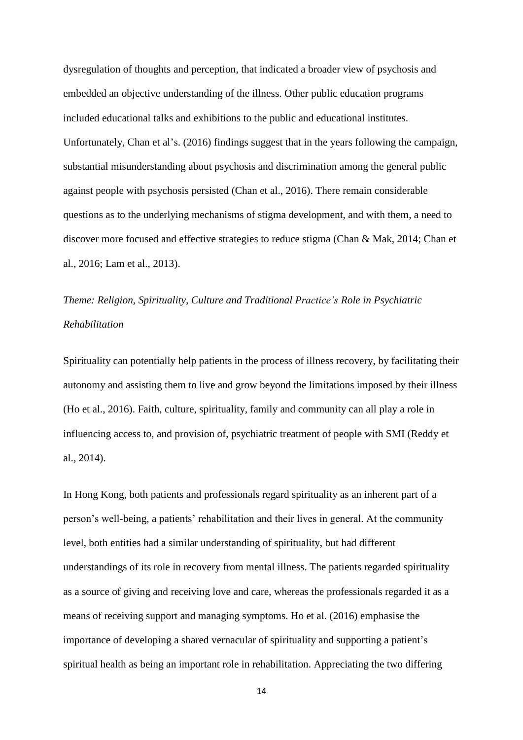dysregulation of thoughts and perception, that indicated a broader view of psychosis and embedded an objective understanding of the illness. Other public education programs included educational talks and exhibitions to the public and educational institutes. Unfortunately, Chan et al's. (2016) findings suggest that in the years following the campaign, substantial misunderstanding about psychosis and discrimination among the general public against people with psychosis persisted (Chan et al., 2016). There remain considerable questions as to the underlying mechanisms of stigma development, and with them, a need to discover more focused and effective strategies to reduce stigma (Chan & Mak, 2014; Chan et al., 2016; Lam et al., 2013).

*Theme: Religion, Spirituality, Culture and Traditional Practice's Role in Psychiatric Rehabilitation*

Spirituality can potentially help patients in the process of illness recovery, by facilitating their autonomy and assisting them to live and grow beyond the limitations imposed by their illness (Ho et al., 2016). Faith, culture, spirituality, family and community can all play a role in influencing access to, and provision of, psychiatric treatment of people with SMI (Reddy et al., 2014).

In Hong Kong, both patients and professionals regard spirituality as an inherent part of a person's well-being, a patients' rehabilitation and their lives in general. At the community level, both entities had a similar understanding of spirituality, but had different understandings of its role in recovery from mental illness. The patients regarded spirituality as a source of giving and receiving love and care, whereas the professionals regarded it as a means of receiving support and managing symptoms. Ho et al. (2016) emphasise the importance of developing a shared vernacular of spirituality and supporting a patient's spiritual health as being an important role in rehabilitation. Appreciating the two differing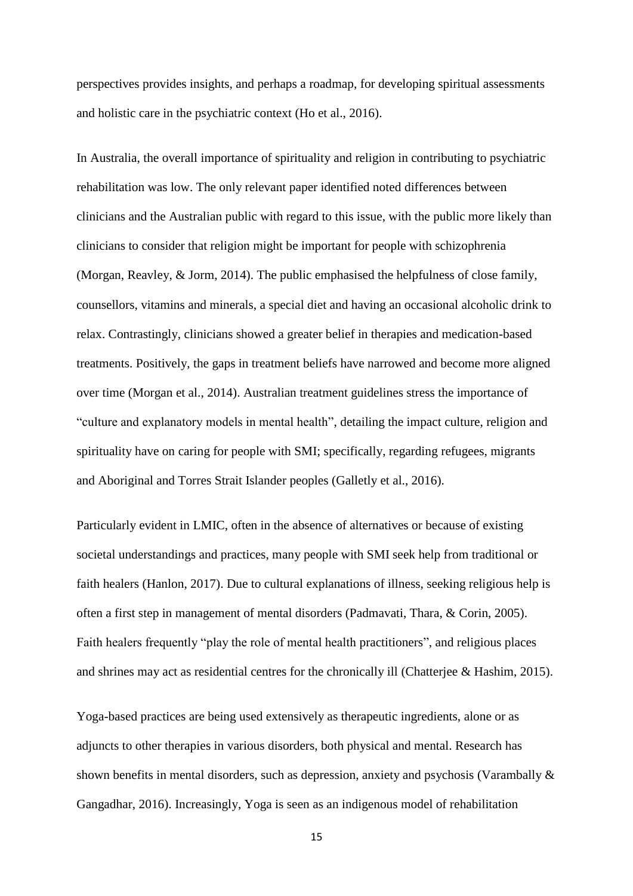perspectives provides insights, and perhaps a roadmap, for developing spiritual assessments and holistic care in the psychiatric context (Ho et al., 2016).

In Australia, the overall importance of spirituality and religion in contributing to psychiatric rehabilitation was low. The only relevant paper identified noted differences between clinicians and the Australian public with regard to this issue, with the public more likely than clinicians to consider that religion might be important for people with schizophrenia (Morgan, Reavley, & Jorm, 2014). The public emphasised the helpfulness of close family, counsellors, vitamins and minerals, a special diet and having an occasional alcoholic drink to relax. Contrastingly, clinicians showed a greater belief in therapies and medication-based treatments. Positively, the gaps in treatment beliefs have narrowed and become more aligned over time (Morgan et al., 2014). Australian treatment guidelines stress the importance of "culture and explanatory models in mental health", detailing the impact culture, religion and spirituality have on caring for people with SMI; specifically, regarding refugees, migrants and Aboriginal and Torres Strait Islander peoples (Galletly et al., 2016).

Particularly evident in LMIC, often in the absence of alternatives or because of existing societal understandings and practices, many people with SMI seek help from traditional or faith healers (Hanlon, 2017). Due to cultural explanations of illness, seeking religious help is often a first step in management of mental disorders (Padmavati, Thara, & Corin, 2005). Faith healers frequently "play the role of mental health practitioners", and religious places and shrines may act as residential centres for the chronically ill (Chatterjee & Hashim, 2015).

Yoga-based practices are being used extensively as therapeutic ingredients, alone or as adjuncts to other therapies in various disorders, both physical and mental. Research has shown benefits in mental disorders, such as depression, anxiety and psychosis (Varambally & Gangadhar, 2016). Increasingly, Yoga is seen as an indigenous model of rehabilitation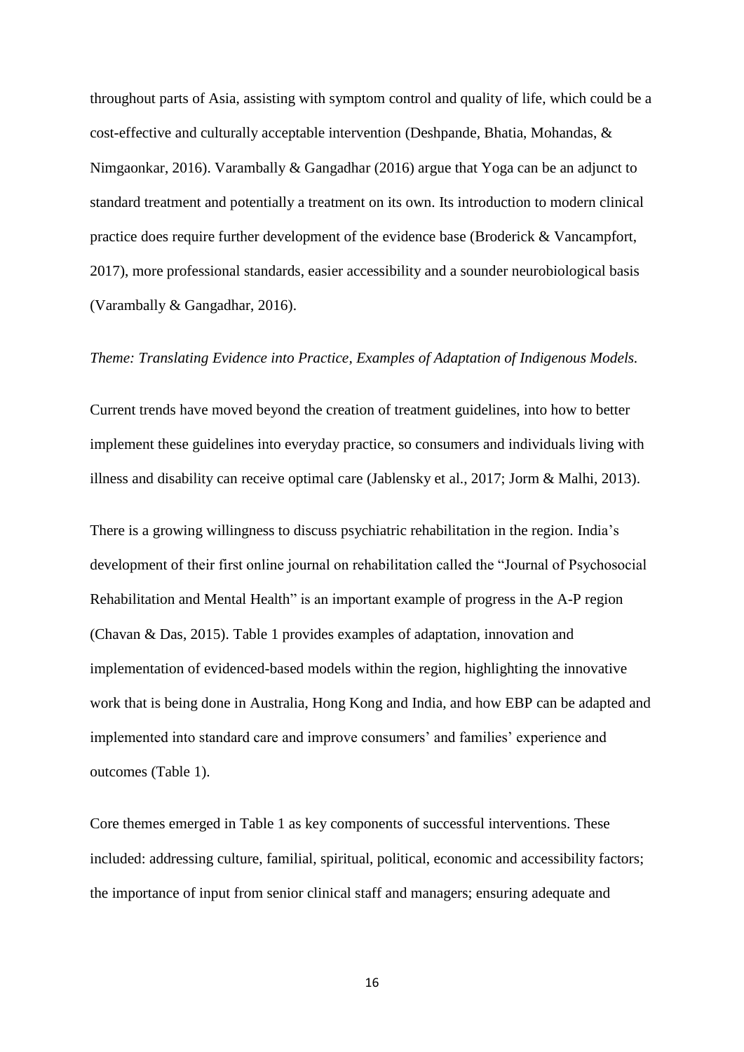throughout parts of Asia, assisting with symptom control and quality of life, which could be a cost-effective and culturally acceptable intervention (Deshpande, Bhatia, Mohandas, & Nimgaonkar, 2016). Varambally & Gangadhar (2016) argue that Yoga can be an adjunct to standard treatment and potentially a treatment on its own. Its introduction to modern clinical practice does require further development of the evidence base (Broderick & Vancampfort, 2017), more professional standards, easier accessibility and a sounder neurobiological basis (Varambally & Gangadhar, 2016).

*Theme: Translating Evidence into Practice, Examples of Adaptation of Indigenous Models.*

Current trends have moved beyond the creation of treatment guidelines, into how to better implement these guidelines into everyday practice, so consumers and individuals living with illness and disability can receive optimal care (Jablensky et al., 2017; Jorm & Malhi, 2013).

There is a growing willingness to discuss psychiatric rehabilitation in the region. India's development of their first online journal on rehabilitation called the "Journal of Psychosocial Rehabilitation and Mental Health" is an important example of progress in the A-P region (Chavan & Das, 2015). Table 1 provides examples of adaptation, innovation and implementation of evidenced-based models within the region, highlighting the innovative work that is being done in Australia, Hong Kong and India, and how EBP can be adapted and implemented into standard care and improve consumers' and families' experience and outcomes (Table 1).

Core themes emerged in Table 1 as key components of successful interventions. These included: addressing culture, familial, spiritual, political, economic and accessibility factors; the importance of input from senior clinical staff and managers; ensuring adequate and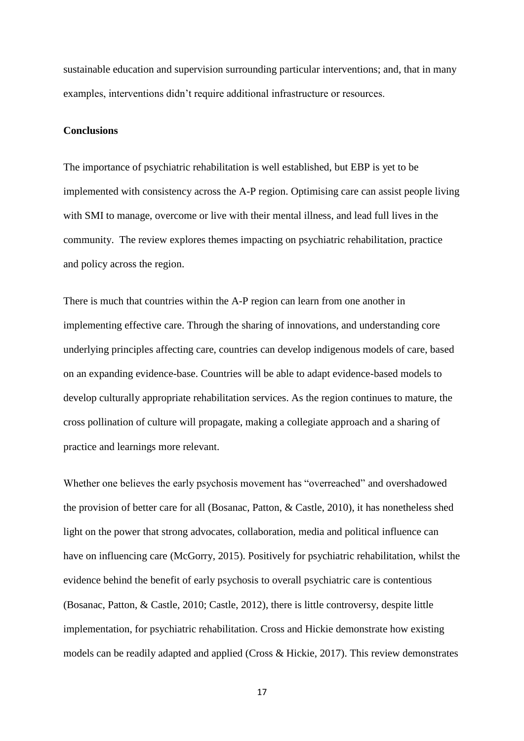sustainable education and supervision surrounding particular interventions; and, that in many examples, interventions didn't require additional infrastructure or resources.

**Conclusions**

The importance of psychiatric rehabilitation is well established, but EBP is yet to be implemented with consistency across the A-P region. Optimising care can assist people living with SMI to manage, overcome or live with their mental illness, and lead full lives in the community. The review explores themes impacting on psychiatric rehabilitation, practice and policy across the region.

There is much that countries within the A-P region can learn from one another in implementing effective care. Through the sharing of innovations, and understanding core underlying principles affecting care, countries can develop indigenous models of care, based on an expanding evidence-base. Countries will be able to adapt evidence-based models to develop culturally appropriate rehabilitation services. As the region continues to mature, the cross pollination of culture will propagate, making a collegiate approach and a sharing of practice and learnings more relevant.

Whether one believes the early psychosis movement has "overreached" and overshadowed the provision of better care for all (Bosanac, Patton, & Castle, 2010), it has nonetheless shed light on the power that strong advocates, collaboration, media and political influence can have on influencing care (McGorry, 2015). Positively for psychiatric rehabilitation, whilst the evidence behind the benefit of early psychosis to overall psychiatric care is contentious (Bosanac, Patton, & Castle, 2010; Castle, 2012), there is little controversy, despite little implementation, for psychiatric rehabilitation. Cross and Hickie demonstrate how existing models can be readily adapted and applied (Cross & Hickie, 2017). This review demonstrates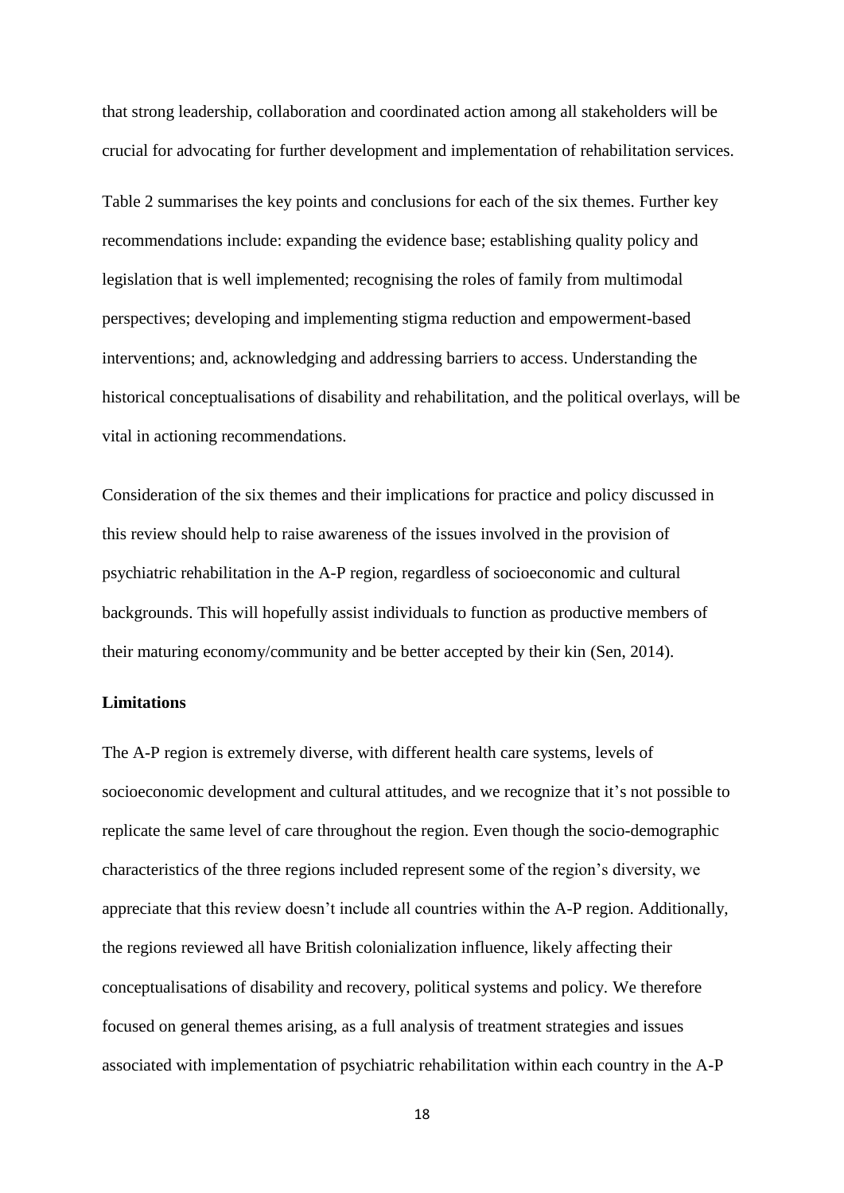that strong leadership, collaboration and coordinated action among all stakeholders will be crucial for advocating for further development and implementation of rehabilitation services.

Table 2 summarises the key points and conclusions for each of the six themes. Further key recommendations include: expanding the evidence base; establishing quality policy and legislation that is well implemented; recognising the roles of family from multimodal perspectives; developing and implementing stigma reduction and empowerment-based interventions; and, acknowledging and addressing barriers to access. Understanding the historical conceptualisations of disability and rehabilitation, and the political overlays, will be vital in actioning recommendations.

Consideration of the six themes and their implications for practice and policy discussed in this review should help to raise awareness of the issues involved in the provision of psychiatric rehabilitation in the A-P region, regardless of socioeconomic and cultural backgrounds. This will hopefully assist individuals to function as productive members of their maturing economy/community and be better accepted by their kin (Sen, 2014).

**Limitations**

The A-P region is extremely diverse, with different health care systems, levels of socioeconomic development and cultural attitudes, and we recognize that it's not possible to replicate the same level of care throughout the region. Even though the socio-demographic characteristics of the three regions included represent some of the region's diversity, we appreciate that this review doesn't include all countries within the A-P region. Additionally, the regions reviewed all have British colonialization influence, likely affecting their conceptualisations of disability and recovery, political systems and policy. We therefore focused on general themes arising, as a full analysis of treatment strategies and issues associated with implementation of psychiatric rehabilitation within each country in the A-P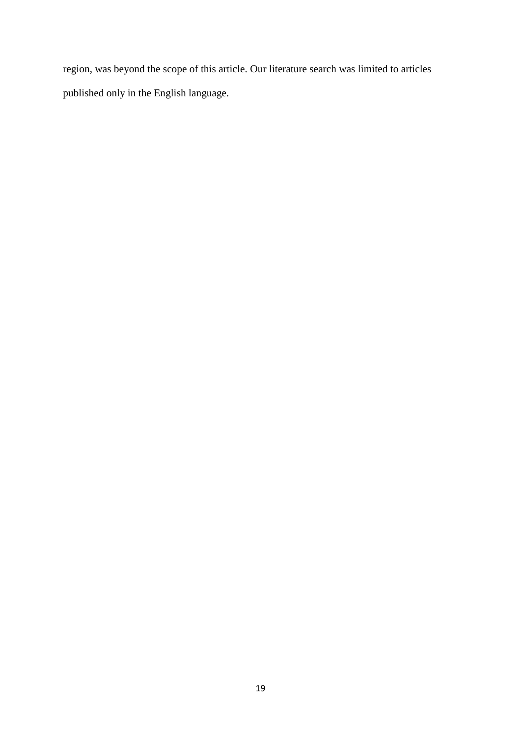region, was beyond the scope of this article. Our literature search was limited to articles published only in the English language.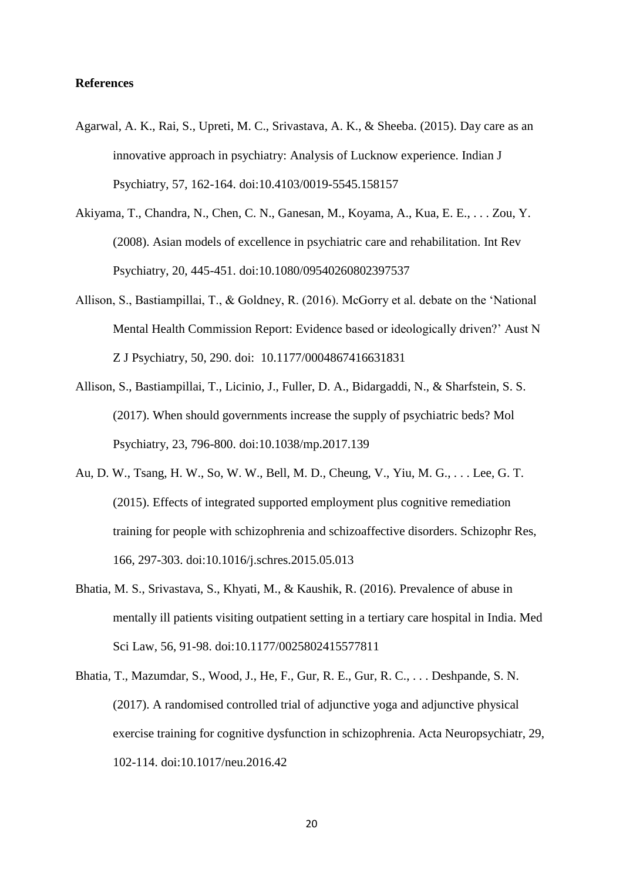**References**

Agarwal, A. K., Rai, S., Upreti, M. C., Srivastava, A. K., & Sheeba. (2015). Day care as an innovative approach in psychiatry: Analysis of Lucknow experience. Indian J Psychiatry, 57, 162-164. doi:10.4103/0019-5545.158157

Akiyama, T., Chandra, N., Chen, C. N., Ganesan, M., Koyama, A., Kua, E. E., . . . Zou, Y. (2008). Asian models of excellence in psychiatric care and rehabilitation. Int Rev Psychiatry, 20, 445-451. doi:10.1080/09540260802397537

Allison, S., Bastiampillai, T., & Goldney, R. (2016). McGorry et al. debate on the 'National Mental Health Commission Report: Evidence based or ideologically driven?' Aust N Z J Psychiatry, 50, 290. doi: 10.1177/0004867416631831

Allison, S., Bastiampillai, T., Licinio, J., Fuller, D. A., Bidargaddi, N., & Sharfstein, S. S. (2017). When should governments increase the supply of psychiatric beds? Mol Psychiatry, 23, 796-800. doi:10.1038/mp.2017.139

Au, D. W., Tsang, H. W., So, W. W., Bell, M. D., Cheung, V., Yiu, M. G., . . . Lee, G. T. (2015). Effects of integrated supported employment plus cognitive remediation training for people with schizophrenia and schizoaffective disorders. Schizophr Res, 166, 297-303. doi:10.1016/j.schres.2015.05.013

Bhatia, M. S., Srivastava, S., Khyati, M., & Kaushik, R. (2016). Prevalence of abuse in mentally ill patients visiting outpatient setting in a tertiary care hospital in India. Med Sci Law, 56, 91-98. doi:10.1177/0025802415577811

Bhatia, T., Mazumdar, S., Wood, J., He, F., Gur, R. E., Gur, R. C., . . . Deshpande, S. N. (2017). A randomised controlled trial of adjunctive yoga and adjunctive physical exercise training for cognitive dysfunction in schizophrenia. Acta Neuropsychiatr, 29, 102-114. doi:10.1017/neu.2016.42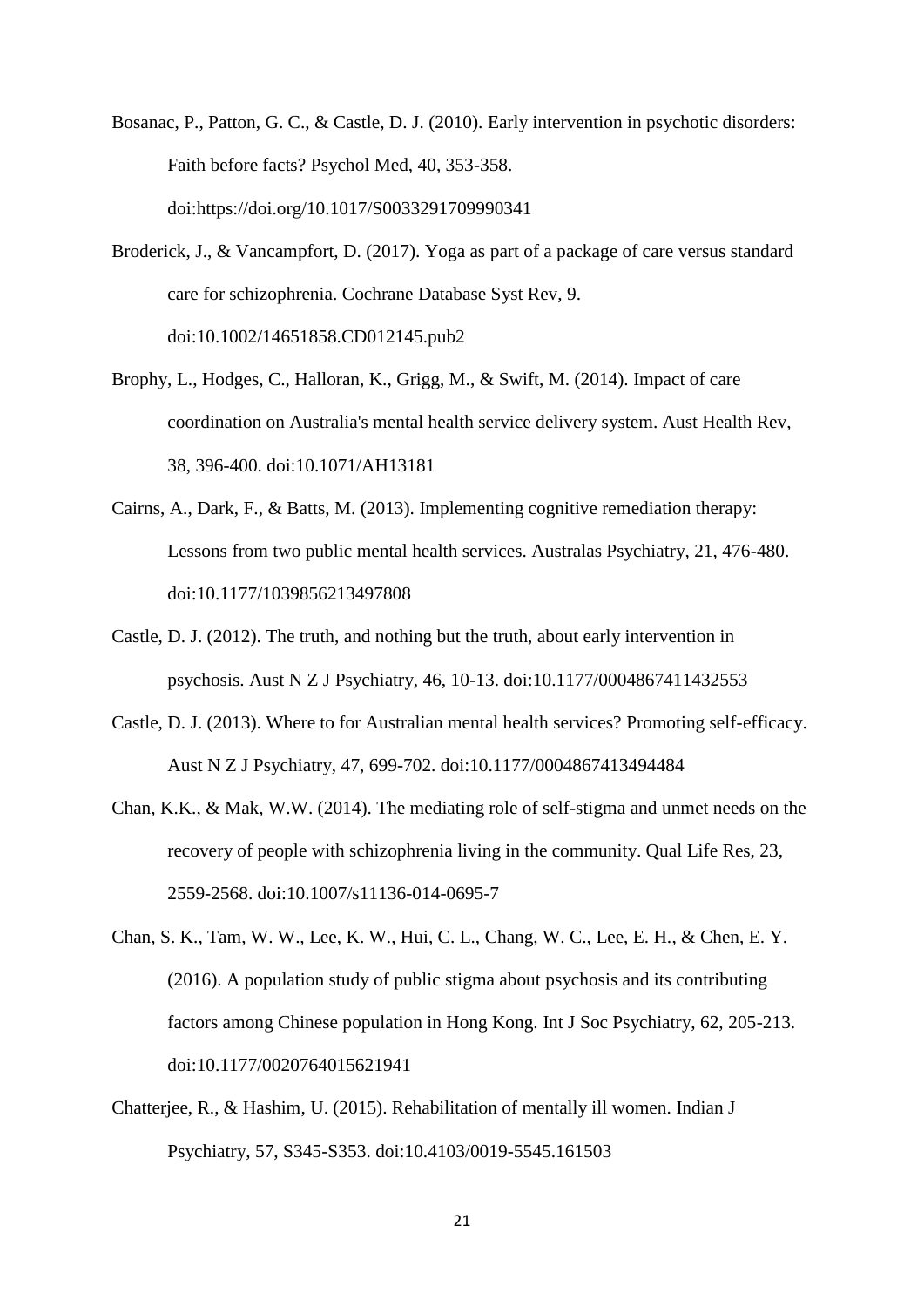Bosanac, P., Patton, G. C., & Castle, D. J. (2010). Early intervention in psychotic disorders: Faith before facts? Psychol Med, 40, 353-358. doi:https://doi.org/10.1017/S0033291709990341

Broderick, J., & Vancampfort, D. (2017). Yoga as part of a package of care versus standard care for schizophrenia. Cochrane Database Syst Rev, 9. doi:10.1002/14651858.CD012145.pub2

Brophy, L., Hodges, C., Halloran, K., Grigg, M., & Swift, M. (2014). Impact of care coordination on Australia's mental health service delivery system. Aust Health Rev, 38, 396-400. doi:10.1071/AH13181

Cairns, A., Dark, F., & Batts, M. (2013). Implementing cognitive remediation therapy: Lessons from two public mental health services. Australas Psychiatry, 21, 476-480. doi:10.1177/1039856213497808

Castle, D. J. (2012). The truth, and nothing but the truth, about early intervention in psychosis. Aust N Z J Psychiatry, 46, 10-13. doi:10.1177/0004867411432553

Castle, D. J. (2013). Where to for Australian mental health services? Promoting self-efficacy. Aust N Z J Psychiatry, 47, 699-702. doi:10.1177/0004867413494484

Chan, K.K., & Mak, W.W. (2014). The mediating role of self-stigma and unmet needs on the recovery of people with schizophrenia living in the community. Qual Life Res, 23, 2559-2568. doi:10.1007/s11136-014-0695-7

Chan, S. K., Tam, W. W., Lee, K. W., Hui, C. L., Chang, W. C., Lee, E. H., & Chen, E. Y. (2016). A population study of public stigma about psychosis and its contributing factors among Chinese population in Hong Kong. Int J Soc Psychiatry, 62, 205-213. doi:10.1177/0020764015621941

Chatterjee, R., & Hashim, U. (2015). Rehabilitation of mentally ill women. Indian J Psychiatry, 57, S345-S353. doi:10.4103/0019-5545.161503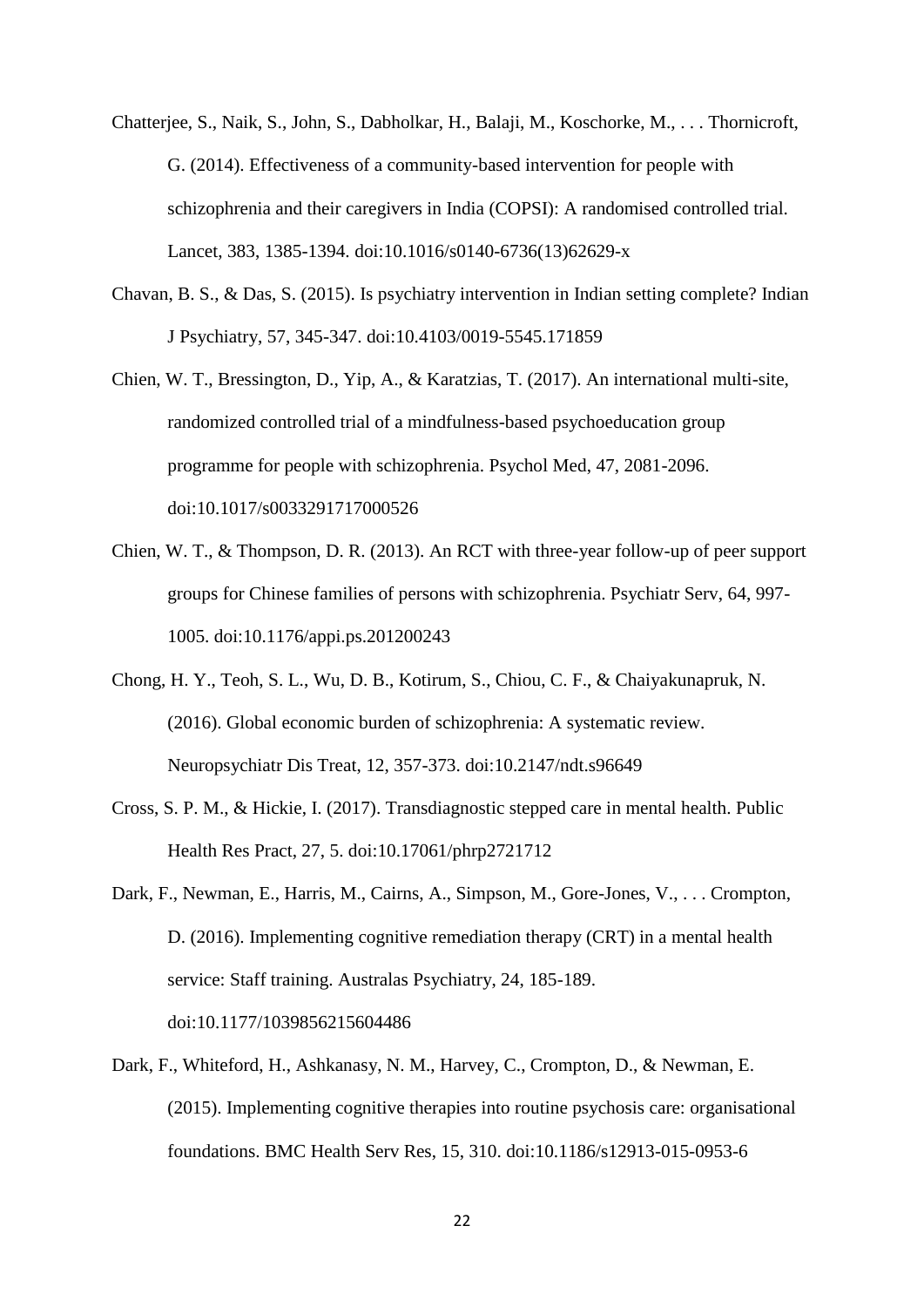Chatterjee, S., Naik, S., John, S., Dabholkar, H., Balaji, M., Koschorke, M., . . . Thornicroft, G. (2014). Effectiveness of a community-based intervention for people with schizophrenia and their caregivers in India (COPSI): A randomised controlled trial. Lancet, 383, 1385-1394. doi:10.1016/s0140-6736(13)62629-x

Chavan, B. S., & Das, S. (2015). Is psychiatry intervention in Indian setting complete? Indian J Psychiatry, 57, 345-347. doi:10.4103/0019-5545.171859

Chien, W. T., Bressington, D., Yip, A., & Karatzias, T. (2017). An international multi-site, randomized controlled trial of a mindfulness-based psychoeducation group programme for people with schizophrenia. Psychol Med, 47, 2081-2096. doi:10.1017/s0033291717000526

Chien, W. T., & Thompson, D. R. (2013). An RCT with three-year follow-up of peer support groups for Chinese families of persons with schizophrenia. Psychiatr Serv, 64, 997-1005. doi:10.1176/appi.ps.201200243

Chong, H. Y., Teoh, S. L., Wu, D. B., Kotirum, S., Chiou, C. F., & Chaiyakunapruk, N. (2016). Global economic burden of schizophrenia: A systematic review. Neuropsychiatr Dis Treat, 12, 357-373. doi:10.2147/ndt.s96649

Cross, S. P. M., & Hickie, I. (2017). Transdiagnostic stepped care in mental health. Public Health Res Pract, 27, 5. doi:10.17061/phrp2721712

Dark, F., Newman, E., Harris, M., Cairns, A., Simpson, M., Gore-Jones, V., . . . Crompton, D. (2016). Implementing cognitive remediation therapy (CRT) in a mental health service: Staff training. Australas Psychiatry, 24, 185-189. doi:10.1177/1039856215604486

Dark, F., Whiteford, H., Ashkanasy, N. M., Harvey, C., Crompton, D., & Newman, E. (2015). Implementing cognitive therapies into routine psychosis care: organisational foundations. BMC Health Serv Res, 15, 310. doi:10.1186/s12913-015-0953-6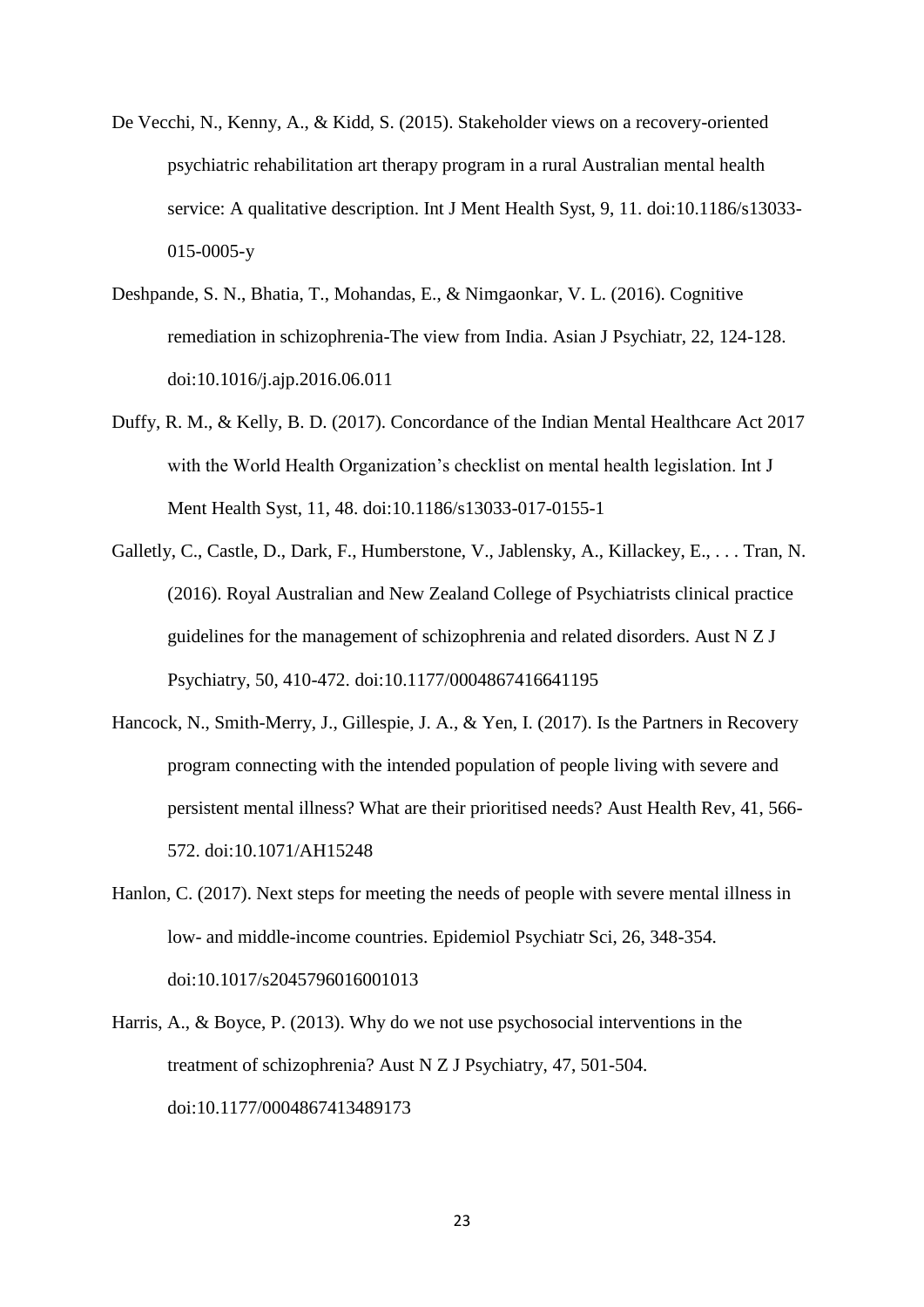De Vecchi, N., Kenny, A., & Kidd, S. (2015). Stakeholder views on a recovery-oriented psychiatric rehabilitation art therapy program in a rural Australian mental health service: A qualitative description. Int J Ment Health Syst, 9, 11. doi:10.1186/s13033-015-0005-y

Deshpande, S. N., Bhatia, T., Mohandas, E., & Nimgaonkar, V. L. (2016). Cognitive remediation in schizophrenia-The view from India. Asian J Psychiatr, 22, 124-128. doi:10.1016/j.ajp.2016.06.011

Duffy, R. M., & Kelly, B. D. (2017). Concordance of the Indian Mental Healthcare Act 2017 with the World Health Organization's checklist on mental health legislation. Int J Ment Health Syst, 11, 48. doi:10.1186/s13033-017-0155-1

Galletly, C., Castle, D., Dark, F., Humberstone, V., Jablensky, A., Killackey, E., . . . Tran, N. (2016). Royal Australian and New Zealand College of Psychiatrists clinical practice guidelines for the management of schizophrenia and related disorders. Aust N Z J Psychiatry, 50, 410-472. doi:10.1177/0004867416641195

Hancock, N., Smith-Merry, J., Gillespie, J. A., & Yen, I. (2017). Is the Partners in Recovery program connecting with the intended population of people living with severe and persistent mental illness? What are their prioritised needs? Aust Health Rev, 41, 566-572. doi:10.1071/AH15248

Hanlon, C. (2017). Next steps for meeting the needs of people with severe mental illness in low- and middle-income countries. Epidemiol Psychiatr Sci, 26, 348-354. doi:10.1017/s2045796016001013

Harris, A., & Boyce, P. (2013). Why do we not use psychosocial interventions in the treatment of schizophrenia? Aust N Z J Psychiatry, 47, 501-504. doi:10.1177/0004867413489173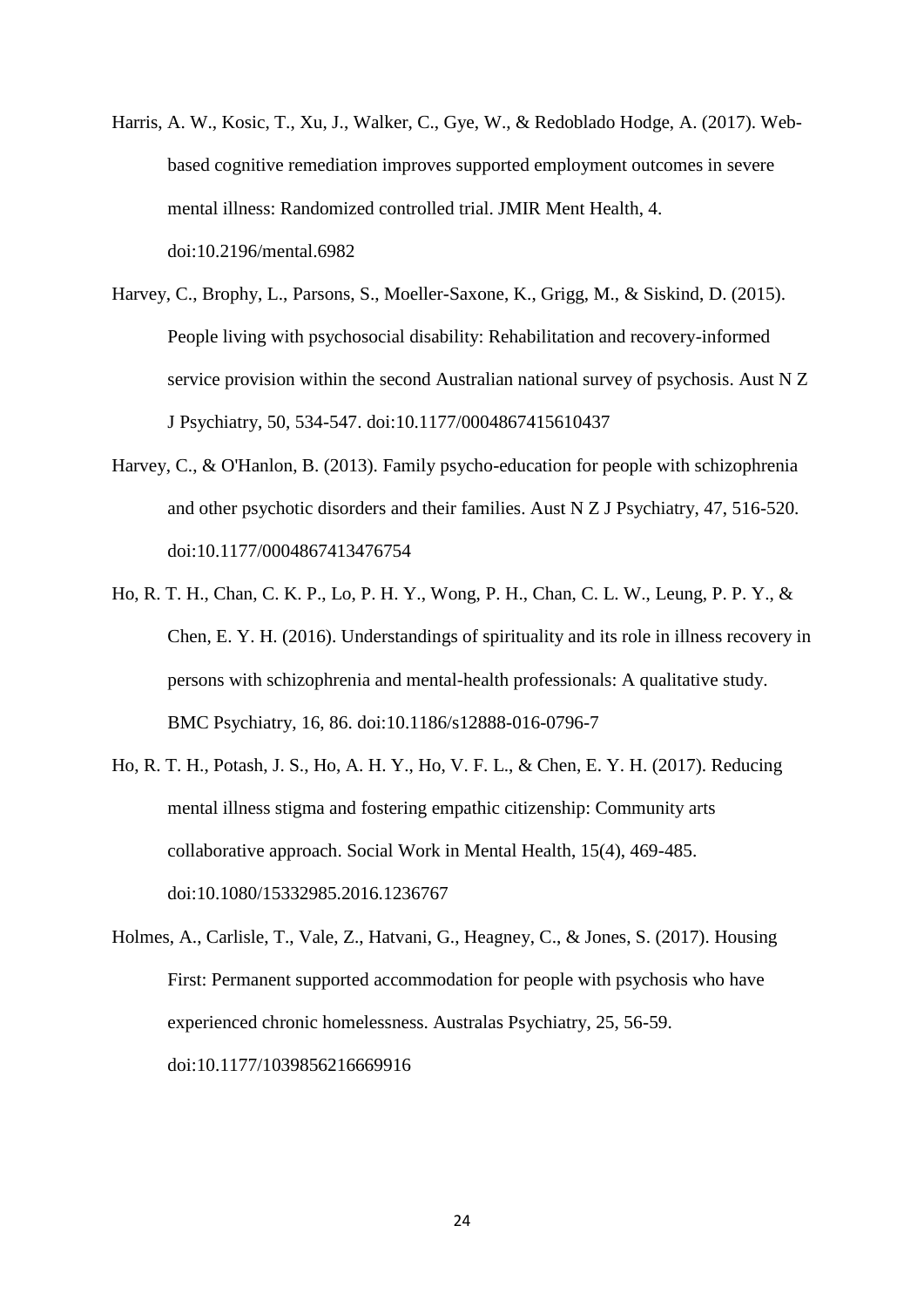Harris, A. W., Kosic, T., Xu, J., Walker, C., Gye, W., & Redoblado Hodge, A. (2017). Web-based cognitive remediation improves supported employment outcomes in severe mental illness: Randomized controlled trial. JMIR Ment Health, 4. doi:10.2196/mental.6982

Harvey, C., Brophy, L., Parsons, S., Moeller-Saxone, K., Grigg, M., & Siskind, D. (2015). People living with psychosocial disability: Rehabilitation and recovery-informed service provision within the second Australian national survey of psychosis. Aust N Z J Psychiatry, 50, 534-547. doi:10.1177/0004867415610437

Harvey, C., & O'Hanlon, B. (2013). Family psycho-education for people with schizophrenia and other psychotic disorders and their families. Aust N Z J Psychiatry, 47, 516-520. doi:10.1177/0004867413476754

Ho, R. T. H., Chan, C. K. P., Lo, P. H. Y., Wong, P. H., Chan, C. L. W., Leung, P. P. Y., & Chen, E. Y. H. (2016). Understandings of spirituality and its role in illness recovery in persons with schizophrenia and mental-health professionals: A qualitative study. BMC Psychiatry, 16, 86. doi:10.1186/s12888-016-0796-7

Ho, R. T. H., Potash, J. S., Ho, A. H. Y., Ho, V. F. L., & Chen, E. Y. H. (2017). Reducing mental illness stigma and fostering empathic citizenship: Community arts collaborative approach. Social Work in Mental Health, 15(4), 469-485. doi:10.1080/15332985.2016.1236767

Holmes, A., Carlisle, T., Vale, Z., Hatvani, G., Heagney, C., & Jones, S. (2017). Housing First: Permanent supported accommodation for people with psychosis who have experienced chronic homelessness. Australas Psychiatry, 25, 56-59. doi:10.1177/1039856216669916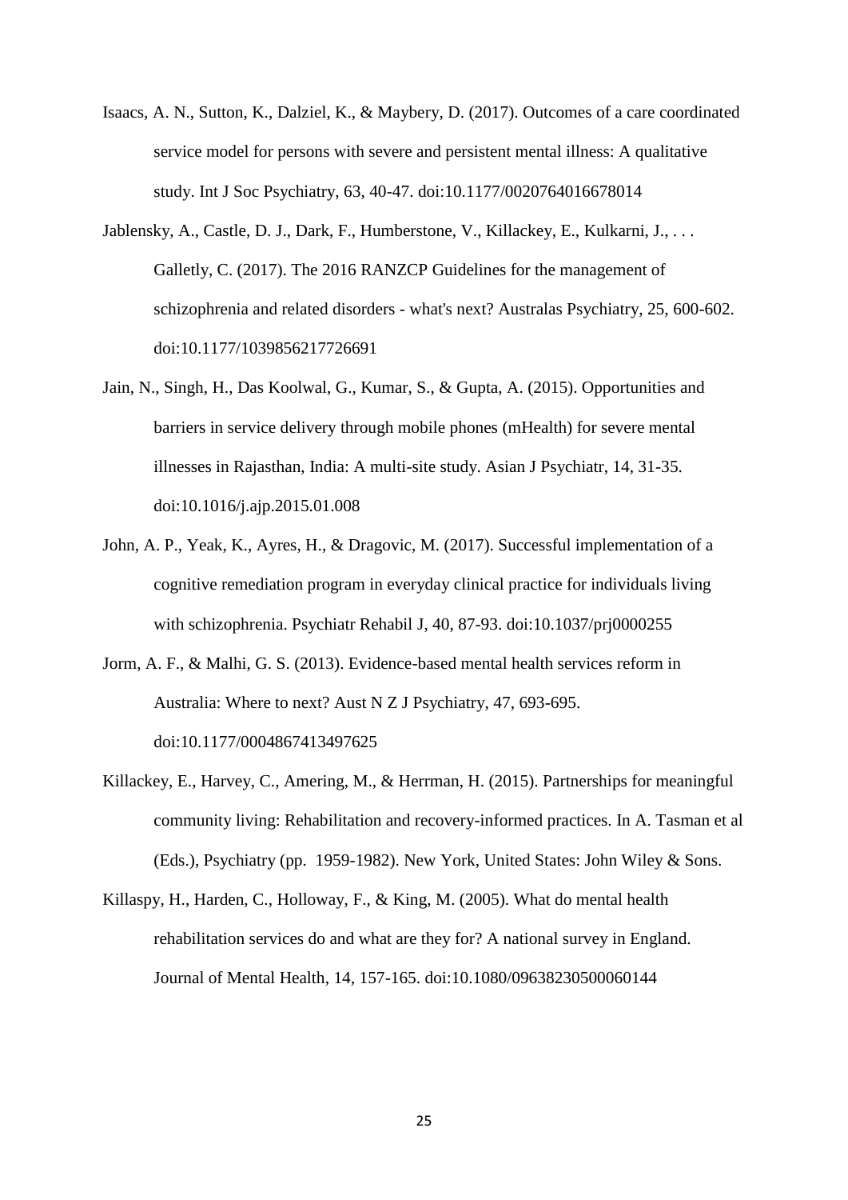Isaacs, A. N., Sutton, K., Dalziel, K., & Maybery, D. (2017). Outcomes of a care coordinated service model for persons with severe and persistent mental illness: A qualitative study. Int J Soc Psychiatry, 63, 40-47. doi:10.1177/0020764016678014

Jablensky, A., Castle, D. J., Dark, F., Humberstone, V., Killackey, E., Kulkarni, J., . . . Galletly, C. (2017). The 2016 RANZCP Guidelines for the management of schizophrenia and related disorders - what's next? Australas Psychiatry, 25, 600-602. doi:10.1177/1039856217726691

Jain, N., Singh, H., Das Koolwal, G., Kumar, S., & Gupta, A. (2015). Opportunities and barriers in service delivery through mobile phones (mHealth) for severe mental illnesses in Rajasthan, India: A multi-site study. Asian J Psychiatr, 14, 31-35. doi:10.1016/j.ajp.2015.01.008

John, A. P., Yeak, K., Ayres, H., & Dragovic, M. (2017). Successful implementation of a cognitive remediation program in everyday clinical practice for individuals living with schizophrenia. Psychiatr Rehabil J, 40, 87-93. doi:10.1037/prj0000255

Jorm, A. F., & Malhi, G. S. (2013). Evidence-based mental health services reform in Australia: Where to next? Aust N Z J Psychiatry, 47, 693-695. doi:10.1177/0004867413497625

Killackey, E., Harvey, C., Amering, M., & Herrman, H. (2015). Partnerships for meaningful community living: Rehabilitation and recovery-informed practices. In A. Tasman et al (Eds.), Psychiatry (pp. 1959-1982). New York, United States: John Wiley & Sons.

Killaspy, H., Harden, C., Holloway, F., & King, M. (2005). What do mental health rehabilitation services do and what are they for? A national survey in England. Journal of Mental Health, 14, 157-165. doi:10.1080/09638230500060144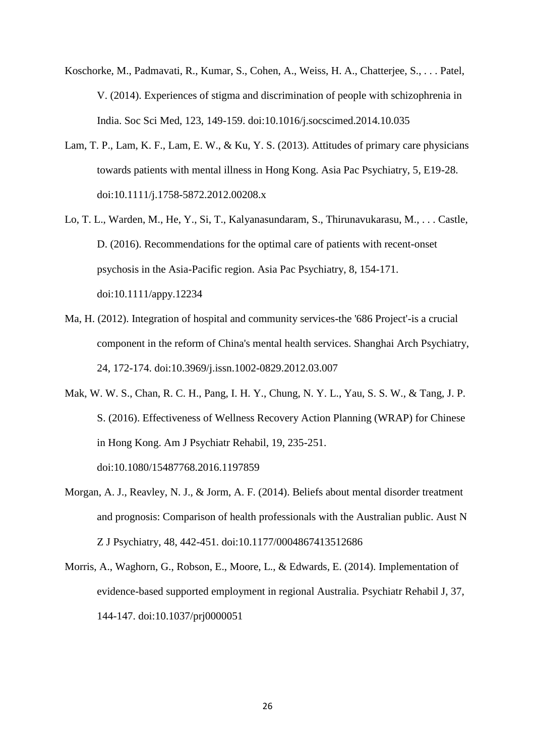Koschorke, M., Padmavati, R., Kumar, S., Cohen, A., Weiss, H. A., Chatterjee, S., . . . Patel, V. (2014). Experiences of stigma and discrimination of people with schizophrenia in India. Soc Sci Med, 123, 149-159. doi:10.1016/j.socscimed.2014.10.035

Lam, T. P., Lam, K. F., Lam, E. W., & Ku, Y. S. (2013). Attitudes of primary care physicians towards patients with mental illness in Hong Kong. Asia Pac Psychiatry, 5, E19-28. doi:10.1111/j.1758-5872.2012.00208.x

Lo, T. L., Warden, M., He, Y., Si, T., Kalyanasundaram, S., Thirunavukarasu, M., . . . Castle, D. (2016). Recommendations for the optimal care of patients with recent-onset psychosis in the Asia-Pacific region. Asia Pac Psychiatry, 8, 154-171. doi:10.1111/appy.12234

Ma, H. (2012). Integration of hospital and community services-the '686 Project'-is a crucial component in the reform of China's mental health services. Shanghai Arch Psychiatry, 24, 172-174. doi:10.3969/j.issn.1002-0829.2012.03.007

Mak, W. W. S., Chan, R. C. H., Pang, I. H. Y., Chung, N. Y. L., Yau, S. S. W., & Tang, J. P. S. (2016). Effectiveness of Wellness Recovery Action Planning (WRAP) for Chinese in Hong Kong. Am J Psychiatr Rehabil, 19, 235-251. doi:10.1080/15487768.2016.1197859

Morgan, A. J., Reavley, N. J., & Jorm, A. F. (2014). Beliefs about mental disorder treatment and prognosis: Comparison of health professionals with the Australian public. Aust N Z J Psychiatry, 48, 442-451. doi:10.1177/0004867413512686

Morris, A., Waghorn, G., Robson, E., Moore, L., & Edwards, E. (2014). Implementation of evidence-based supported employment in regional Australia. Psychiatr Rehabil J, 37, 144-147. doi:10.1037/prj0000051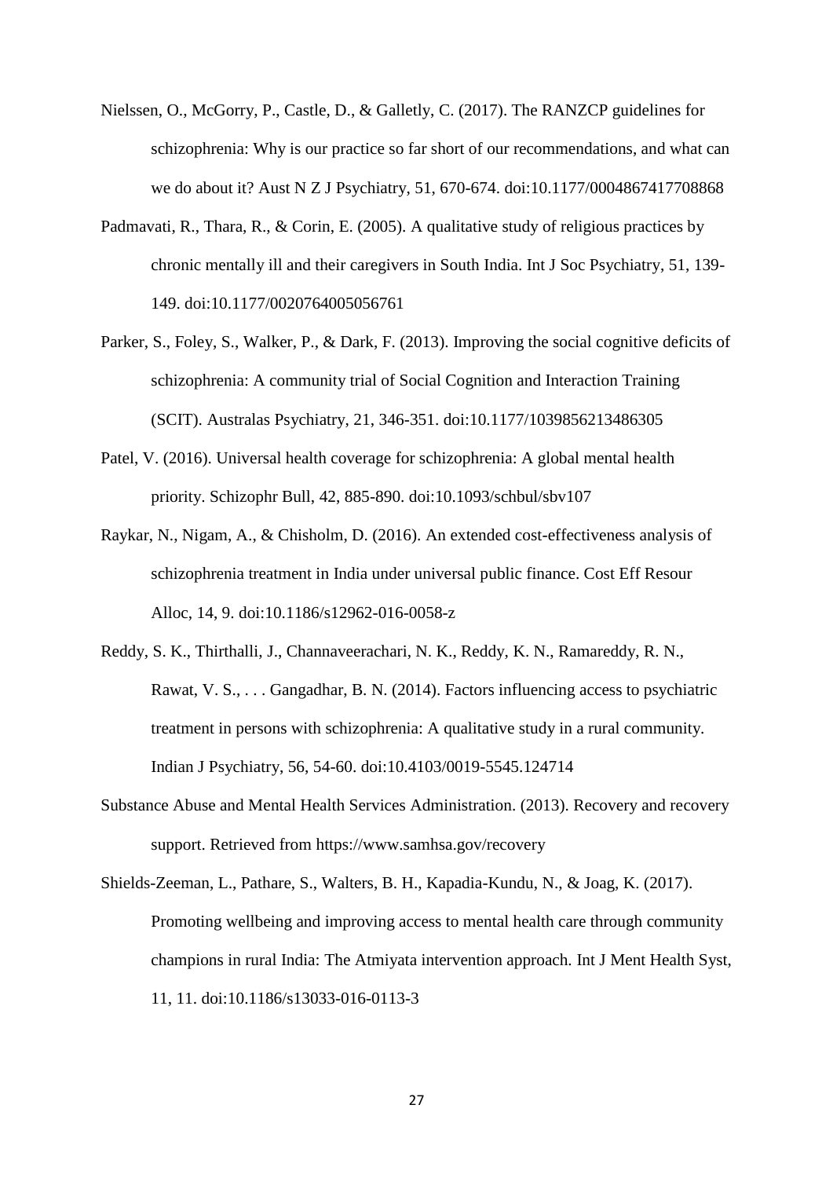Nielssen, O., McGorry, P., Castle, D., & Galletly, C. (2017). The RANZCP guidelines for schizophrenia: Why is our practice so far short of our recommendations, and what can we do about it? Aust N Z J Psychiatry, 51, 670-674. doi:10.1177/0004867417708868

Padmavati, R., Thara, R., & Corin, E. (2005). A qualitative study of religious practices by chronic mentally ill and their caregivers in South India. Int J Soc Psychiatry, 51, 139-149. doi:10.1177/0020764005056761

Parker, S., Foley, S., Walker, P., & Dark, F. (2013). Improving the social cognitive deficits of schizophrenia: A community trial of Social Cognition and Interaction Training (SCIT). Australas Psychiatry, 21, 346-351. doi:10.1177/1039856213486305

Patel, V. (2016). Universal health coverage for schizophrenia: A global mental health priority. Schizophr Bull, 42, 885-890. doi:10.1093/schbul/sbv107

Raykar, N., Nigam, A., & Chisholm, D. (2016). An extended cost-effectiveness analysis of schizophrenia treatment in India under universal public finance. Cost Eff Resour Alloc, 14, 9. doi:10.1186/s12962-016-0058-z

Reddy, S. K., Thirthalli, J., Channaveerachari, N. K., Reddy, K. N., Ramareddy, R. N., Rawat, V. S., . . . Gangadhar, B. N. (2014). Factors influencing access to psychiatric treatment in persons with schizophrenia: A qualitative study in a rural community. Indian J Psychiatry, 56, 54-60. doi:10.4103/0019-5545.124714

Substance Abuse and Mental Health Services Administration. (2013). Recovery and recovery support. Retrieved from https://www.samhsa.gov/recovery

Shields-Zeeman, L., Pathare, S., Walters, B. H., Kapadia-Kundu, N., & Joag, K. (2017). Promoting wellbeing and improving access to mental health care through community champions in rural India: The Atmiyata intervention approach. Int J Ment Health Syst, 11, 11. doi:10.1186/s13033-016-0113-3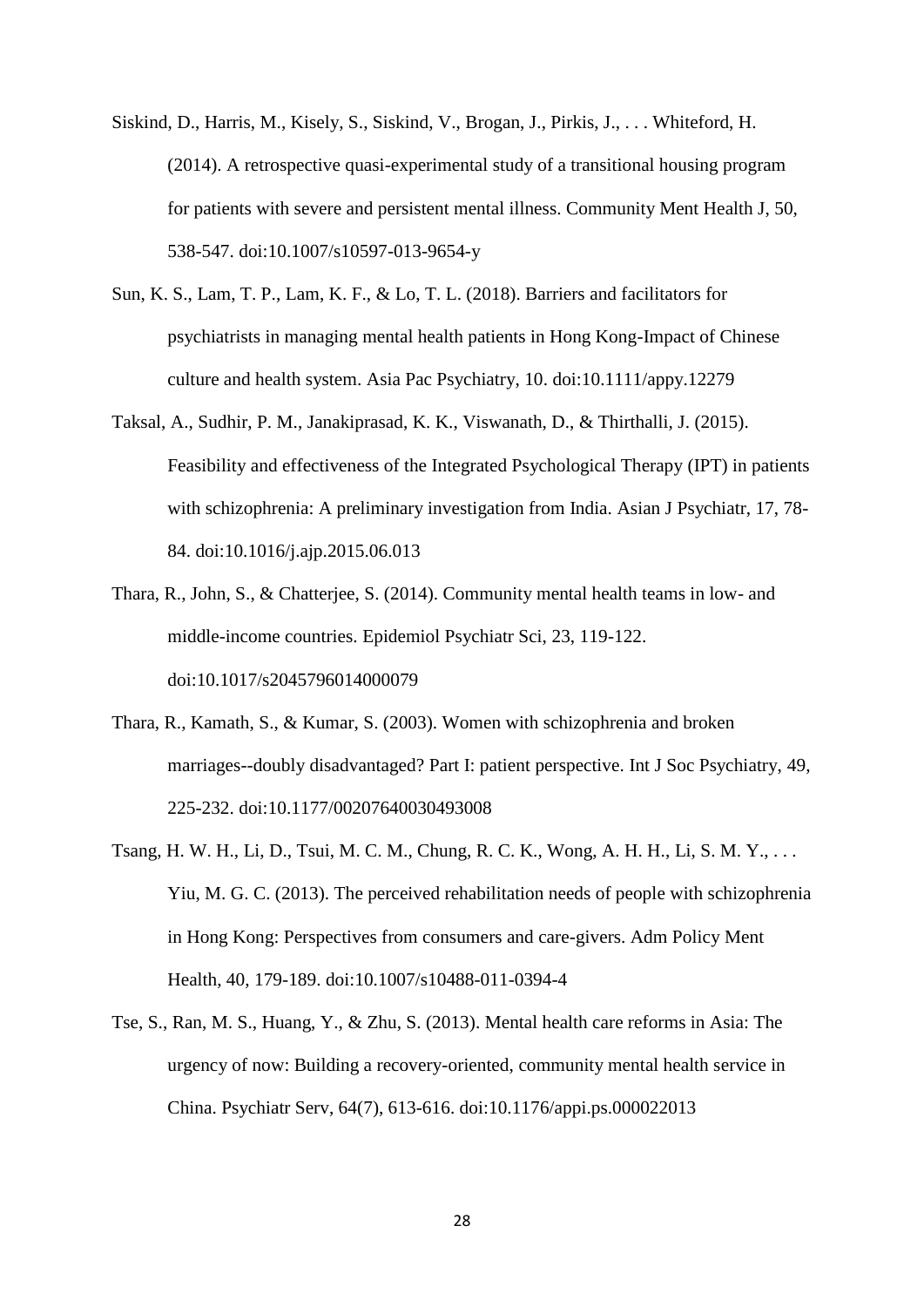Siskind, D., Harris, M., Kisely, S., Siskind, V., Brogan, J., Pirkis, J., . . . Whiteford, H. (2014). A retrospective quasi-experimental study of a transitional housing program for patients with severe and persistent mental illness. Community Ment Health J, 50, 538-547. doi:10.1007/s10597-013-9654-y

Sun, K. S., Lam, T. P., Lam, K. F., & Lo, T. L. (2018). Barriers and facilitators for psychiatrists in managing mental health patients in Hong Kong-Impact of Chinese culture and health system. Asia Pac Psychiatry, 10. doi:10.1111/appy.12279

Taksal, A., Sudhir, P. M., Janakiprasad, K. K., Viswanath, D., & Thirthalli, J. (2015). Feasibility and effectiveness of the Integrated Psychological Therapy (IPT) in patients with schizophrenia: A preliminary investigation from India. Asian J Psychiatr, 17, 78-84. doi:10.1016/j.ajp.2015.06.013

Thara, R., John, S., & Chatterjee, S. (2014). Community mental health teams in low- and middle-income countries. Epidemiol Psychiatr Sci, 23, 119-122. doi:10.1017/s2045796014000079

Thara, R., Kamath, S., & Kumar, S. (2003). Women with schizophrenia and broken marriages--doubly disadvantaged? Part I: patient perspective. Int J Soc Psychiatry, 49, 225-232. doi:10.1177/00207640030493008

Tsang, H. W. H., Li, D., Tsui, M. C. M., Chung, R. C. K., Wong, A. H. H., Li, S. M. Y., . . . Yiu, M. G. C. (2013). The perceived rehabilitation needs of people with schizophrenia in Hong Kong: Perspectives from consumers and care-givers. Adm Policy Ment Health, 40, 179-189. doi:10.1007/s10488-011-0394-4

Tse, S., Ran, M. S., Huang, Y., & Zhu, S. (2013). Mental health care reforms in Asia: The urgency of now: Building a recovery-oriented, community mental health service in China. Psychiatr Serv, 64(7), 613-616. doi:10.1176/appi.ps.000022013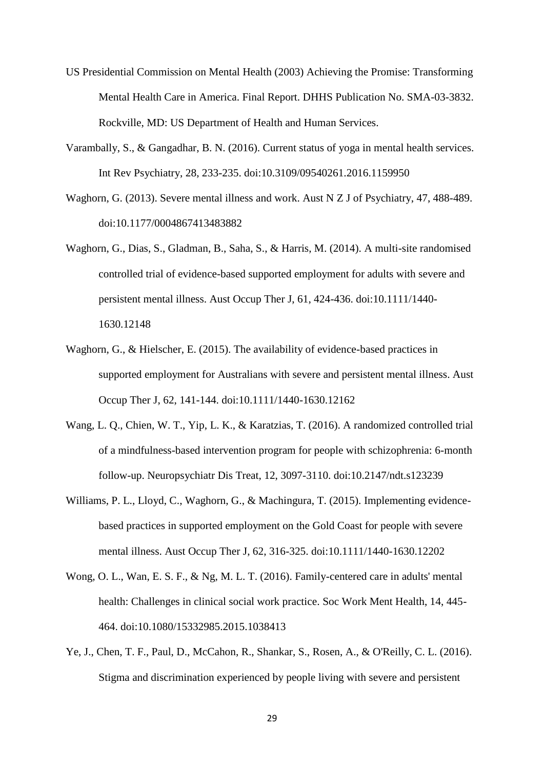US Presidential Commission on Mental Health (2003) Achieving the Promise: Transforming Mental Health Care in America. Final Report. DHHS Publication No. SMA-03-3832. Rockville, MD: US Department of Health and Human Services.

Varambally, S., & Gangadhar, B. N. (2016). Current status of yoga in mental health services. Int Rev Psychiatry, 28, 233-235. doi:10.3109/09540261.2016.1159950

Waghorn, G. (2013). Severe mental illness and work. Aust N Z J of Psychiatry, 47, 488-489. doi:10.1177/0004867413483882

Waghorn, G., Dias, S., Gladman, B., Saha, S., & Harris, M. (2014). A multi-site randomised controlled trial of evidence-based supported employment for adults with severe and persistent mental illness. Aust Occup Ther J, 61, 424-436. doi:10.1111/1440-1630.12148

Waghorn, G., & Hielscher, E. (2015). The availability of evidence-based practices in supported employment for Australians with severe and persistent mental illness. Aust Occup Ther J, 62, 141-144. doi:10.1111/1440-1630.12162

Wang, L. Q., Chien, W. T., Yip, L. K., & Karatzias, T. (2016). A randomized controlled trial of a mindfulness-based intervention program for people with schizophrenia: 6-month follow-up. Neuropsychiatr Dis Treat, 12, 3097-3110. doi:10.2147/ndt.s123239

Williams, P. L., Lloyd, C., Waghorn, G., & Machingura, T. (2015). Implementing evidence-based practices in supported employment on the Gold Coast for people with severe mental illness. Aust Occup Ther J, 62, 316-325. doi:10.1111/1440-1630.12202

Wong, O. L., Wan, E. S. F., & Ng, M. L. T. (2016). Family-centered care in adults' mental health: Challenges in clinical social work practice. Soc Work Ment Health, 14, 445-464. doi:10.1080/15332985.2015.1038413

Ye, J., Chen, T. F., Paul, D., McCahon, R., Shankar, S., Rosen, A., & O'Reilly, C. L. (2016). Stigma and discrimination experienced by people living with severe and persistent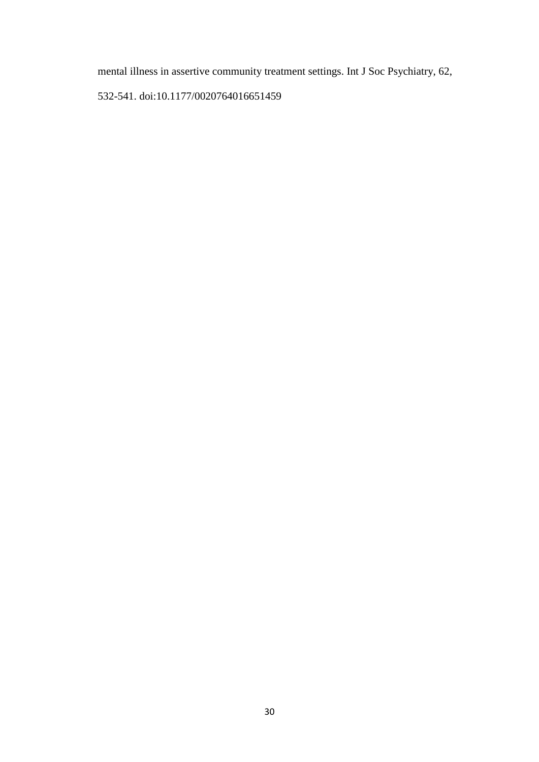mental illness in assertive community treatment settings. Int J Soc Psychiatry, 62, 532-541. doi:10.1177/0020764016651459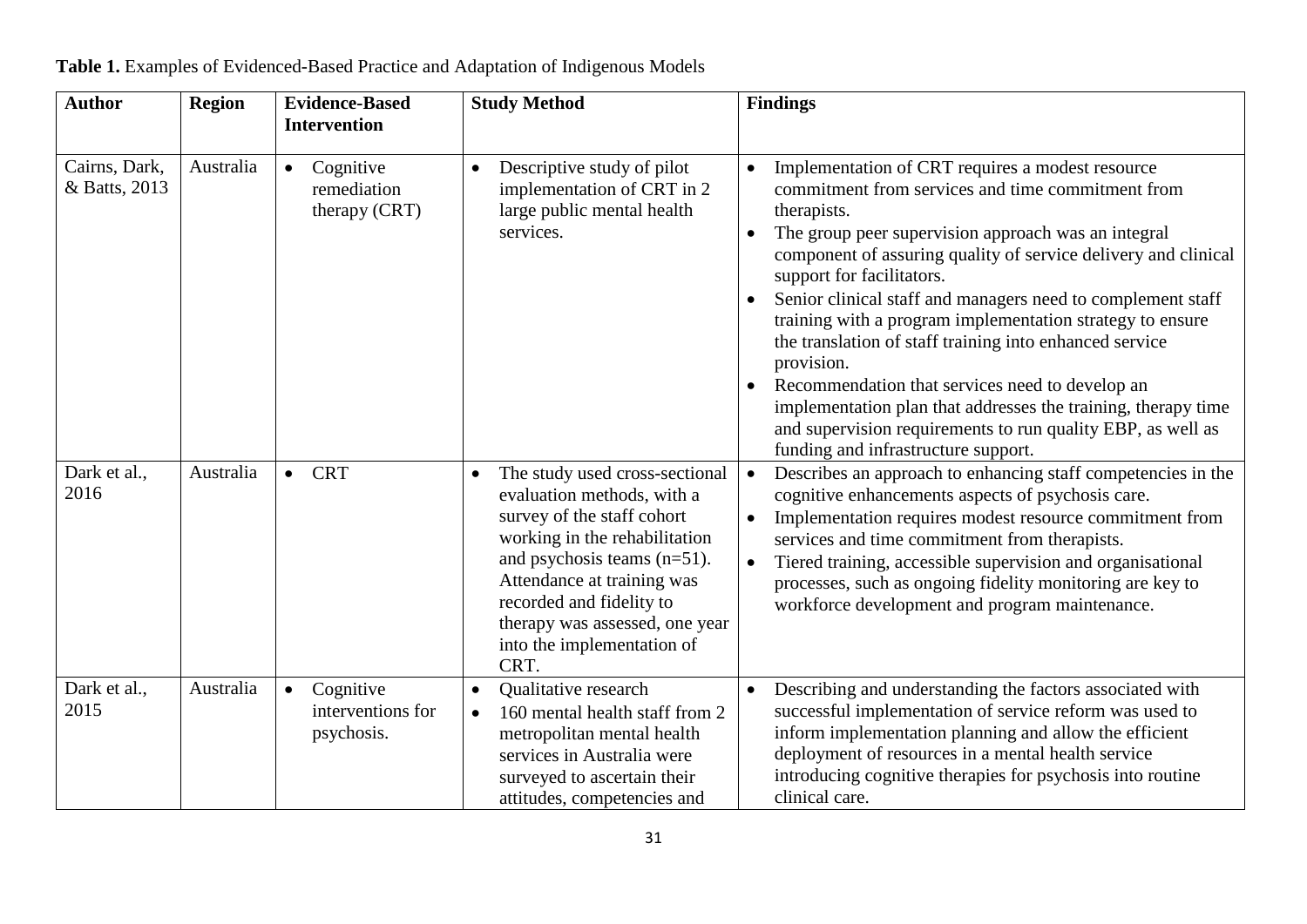**Table 1.** Examples of Evidenced-Based Practice and Adaptation of Indigenous Models

| Author | Region | Evidence-Based Intervention | Study Method | Findings |
|---|---|---|---|---|
| Cairns, Dark, & Batts, 2013 | Australia | • Cognitive remediation therapy (CRT) | • Descriptive study of pilot implementation of CRT in 2 large public mental health services. | • Implementation of CRT requires a modest resource commitment from services and time commitment from therapists.<br>• The group peer supervision approach was an integral component of assuring quality of service delivery and clinical support for facilitators.<br>• Senior clinical staff and managers need to complement staff training with a program implementation strategy to ensure the translation of staff training into enhanced service provision.<br>• Recommendation that services need to develop an implementation plan that addresses the training, therapy time and supervision requirements to run quality EBP, as well as funding and infrastructure support. |
| Dark et al., 2016 | Australia | • CRT | • The study used cross-sectional evaluation methods, with a survey of the staff cohort working in the rehabilitation and psychosis teams (n=51). Attendance at training was recorded and fidelity to therapy was assessed, one year into the implementation of CRT. | • Describes an approach to enhancing staff competencies in the cognitive enhancements aspects of psychosis care.<br>• Implementation requires modest resource commitment from services and time commitment from therapists.<br>• Tiered training, accessible supervision and organisational processes, such as ongoing fidelity monitoring are key to workforce development and program maintenance. |
| Dark et al., 2015 | Australia | • Cognitive interventions for psychosis. | • Qualitative research<br>• 160 mental health staff from 2 metropolitan mental health services in Australia were surveyed to ascertain their attitudes, competencies and | • Describing and understanding the factors associated with successful implementation of service reform was used to inform implementation planning and allow the efficient deployment of resources in a mental health service introducing cognitive therapies for psychosis into routine clinical care. |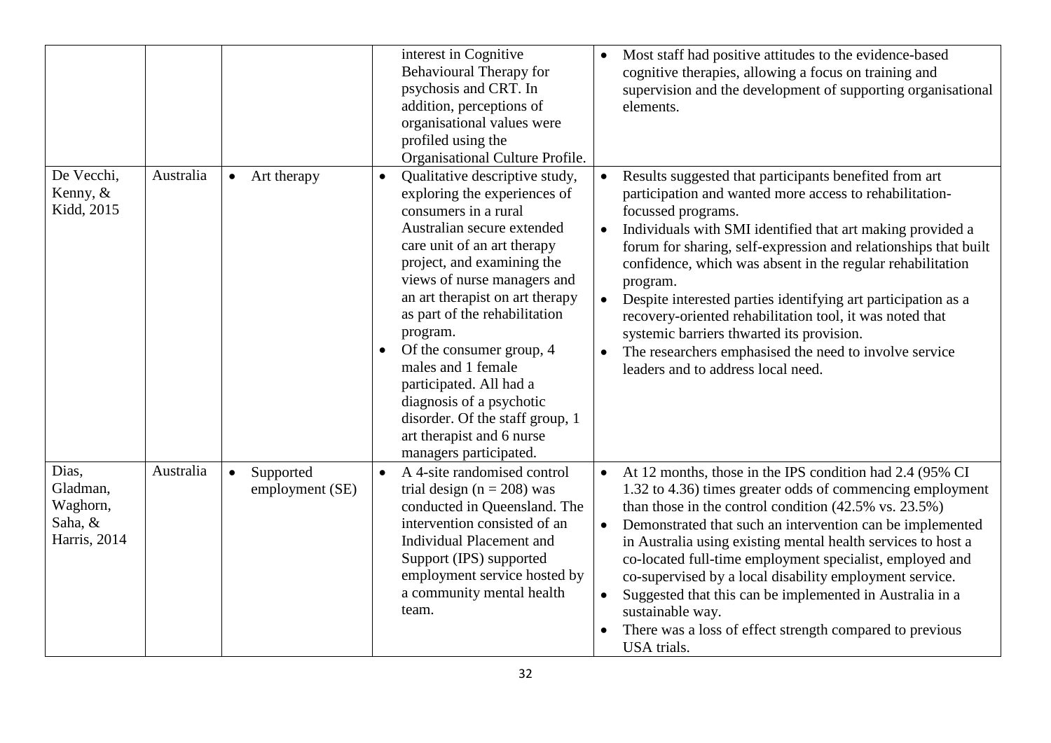| | | | | |
|---|---|---|---|---|
| | | | interest in Cognitive Behavioural Therapy for psychosis and CRT. In addition, perceptions of organisational values were profiled using the Organisational Culture Profile. | • Most staff had positive attitudes to the evidence-based cognitive therapies, allowing a focus on training and supervision and the development of supporting organisational elements. |
| De Vecchi, Kenny, & Kidd, 2015 | Australia | • Art therapy | • Qualitative descriptive study, exploring the experiences of consumers in a rural Australian secure extended care unit of an art therapy project, and examining the views of nurse managers and an art therapist on art therapy as part of the rehabilitation program.<br>• Of the consumer group, 4 males and 1 female participated. All had a diagnosis of a psychotic disorder. Of the staff group, 1 art therapist and 6 nurse managers participated. | • Results suggested that participants benefited from art participation and wanted more access to rehabilitation-focussed programs.<br>• Individuals with SMI identified that art making provided a forum for sharing, self-expression and relationships that built confidence, which was absent in the regular rehabilitation program.<br>• Despite interested parties identifying art participation as a recovery-oriented rehabilitation tool, it was noted that systemic barriers thwarted its provision.<br>• The researchers emphasised the need to involve service leaders and to address local need. |
| Dias, Gladman, Waghorn, Saha, & Harris, 2014 | Australia | • Supported employment (SE) | • A 4-site randomised control trial design ($n = 208$) was conducted in Queensland. The intervention consisted of an Individual Placement and Support (IPS) supported employment service hosted by a community mental health team. | • At 12 months, those in the IPS condition had 2.4 (95% CI 1.32 to 4.36) times greater odds of commencing employment than those in the control condition (42.5% vs. 23.5%)<br>• Demonstrated that such an intervention can be implemented in Australia using existing mental health services to host a co-located full-time employment specialist, employed and co-supervised by a local disability employment service.<br>• Suggested that this can be implemented in Australia in a sustainable way.<br>• There was a loss of effect strength compared to previous USA trials. |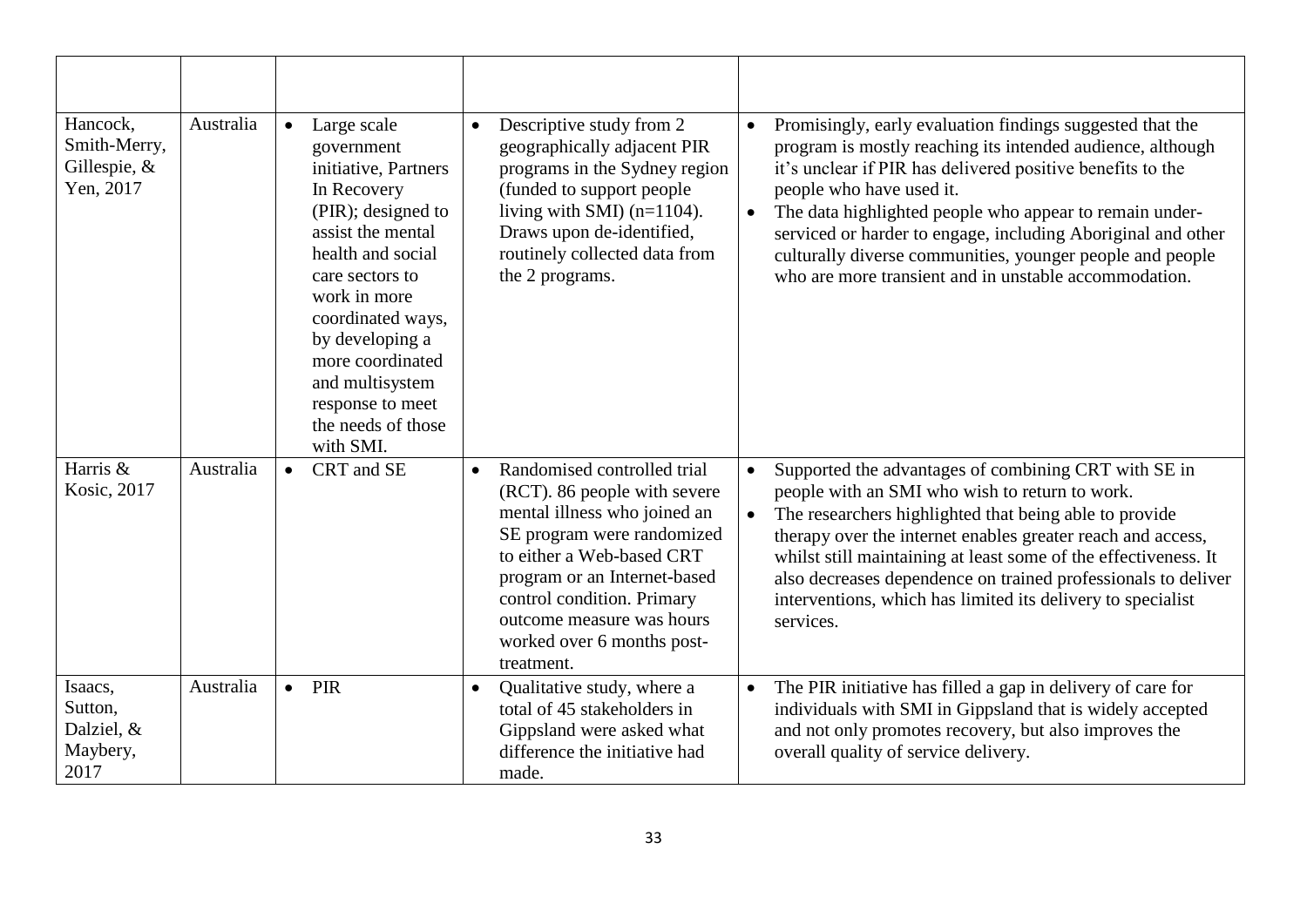| | | | | |
|---|---|---|---|---|
| Hancock, Smith-Merry, Gillespie, & Yen, 2017 | Australia | • Large scale government initiative, Partners In Recovery (PIR); designed to assist the mental health and social care sectors to work in more coordinated ways, by developing a more coordinated and multisystem response to meet the needs of those with SMI. | • Descriptive study from 2 geographically adjacent PIR programs in the Sydney region (funded to support people living with SMI) (n=1104). Draws upon de-identified, routinely collected data from the 2 programs. | • Promisingly, early evaluation findings suggested that the program is mostly reaching its intended audience, although it's unclear if PIR has delivered positive benefits to the people who have used it. <br> • The data highlighted people who appear to remain under-serviced or harder to engage, including Aboriginal and other culturally diverse communities, younger people and people who are more transient and in unstable accommodation. |
| Harris & Kosic, 2017 | Australia | • CRT and SE | • Randomised controlled trial (RCT). 86 people with severe mental illness who joined an SE program were randomized to either a Web-based CRT program or an Internet-based control condition. Primary outcome measure was hours worked over 6 months post-treatment. | • Supported the advantages of combining CRT with SE in people with an SMI who wish to return to work. <br> • The researchers highlighted that being able to provide therapy over the internet enables greater reach and access, whilst still maintaining at least some of the effectiveness. It also decreases dependence on trained professionals to deliver interventions, which has limited its delivery to specialist services. |
| Isaacs, Sutton, Dalziel, & Maybery, 2017 | Australia | • PIR | • Qualitative study, where a total of 45 stakeholders in Gippsland were asked what difference the initiative had made. | • The PIR initiative has filled a gap in delivery of care for individuals with SMI in Gippsland that is widely accepted and not only promotes recovery, but also improves the overall quality of service delivery. |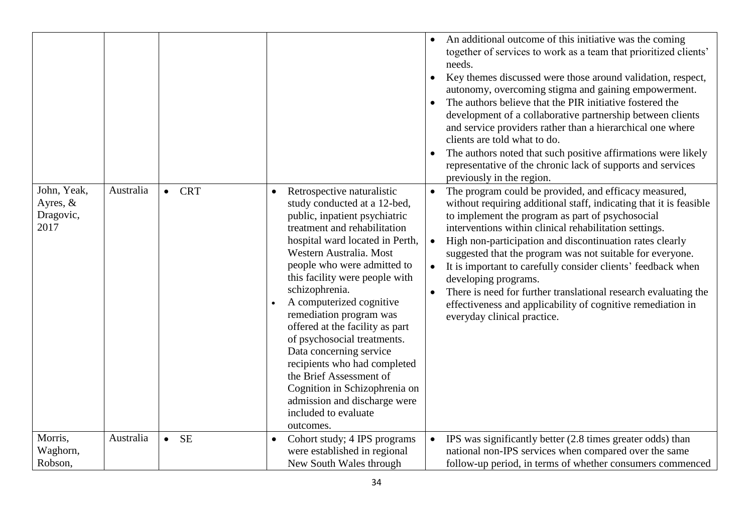| | | | | |
|---|---|---|---|---|
| | | | | • An additional outcome of this initiative was the coming together of services to work as a team that prioritized clients' needs.<br>• Key themes discussed were those around validation, respect, autonomy, overcoming stigma and gaining empowerment.<br>• The authors believe that the PIR initiative fostered the development of a collaborative partnership between clients and service providers rather than a hierarchical one where clients are told what to do.<br>• The authors noted that such positive affirmations were likely representative of the chronic lack of supports and services previously in the region. |
| John, Yeak, Ayres, & Dragovic, 2017 | Australia | • CRT | • Retrospective naturalistic study conducted at a 12-bed, public, inpatient psychiatric treatment and rehabilitation hospital ward located in Perth, Western Australia. Most people who were admitted to this facility were people with schizophrenia.<br>• A computerized cognitive remediation program was offered at the facility as part of psychosocial treatments. Data concerning service recipients who had completed the Brief Assessment of Cognition in Schizophrenia on admission and discharge were included to evaluate outcomes. | • The program could be provided, and efficacy measured, without requiring additional staff, indicating that it is feasible to implement the program as part of psychosocial interventions within clinical rehabilitation settings.<br>• High non-participation and discontinuation rates clearly suggested that the program was not suitable for everyone.<br>• It is important to carefully consider clients' feedback when developing programs.<br>• There is need for further translational research evaluating the effectiveness and applicability of cognitive remediation in everyday clinical practice. |
| Morris, Waghorn, Robson, | Australia | • SE | • Cohort study; 4 IPS programs were established in regional New South Wales through | • IPS was significantly better (2.8 times greater odds) than national non-IPS services when compared over the same follow-up period, in terms of whether consumers commenced |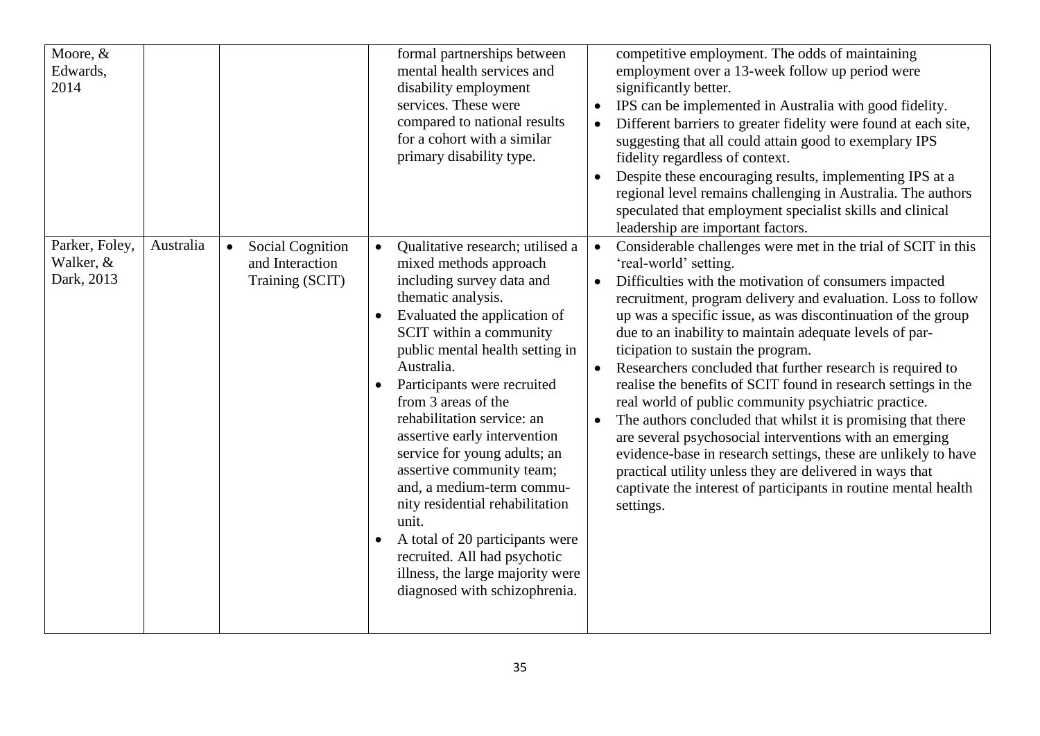| | | | | |
|---|---|---|---|---|
| Moore, & Edwards, 2014 | | | formal partnerships between mental health services and disability employment services. These were compared to national results for a cohort with a similar primary disability type. | competitive employment. The odds of maintaining employment over a 13-week follow up period were significantly better.<br>• IPS can be implemented in Australia with good fidelity.<br>• Different barriers to greater fidelity were found at each site, suggesting that all could attain good to exemplary IPS fidelity regardless of context.<br>• Despite these encouraging results, implementing IPS at a regional level remains challenging in Australia. The authors speculated that employment specialist skills and clinical leadership are important factors. |
| Parker, Foley, Walker, & Dark, 2013 | Australia | • Social Cognition and Interaction Training (SCIT) | • Qualitative research; utilised a mixed methods approach including survey data and thematic analysis.<br>• Evaluated the application of SCIT within a community public mental health setting in Australia.<br>• Participants were recruited from 3 areas of the rehabilitation service: an assertive early intervention service for young adults; an assertive community team; and, a medium-term community residential rehabilitation unit.<br>• A total of 20 participants were recruited. All had psychotic illness, the large majority were diagnosed with schizophrenia. | • Considerable challenges were met in the trial of SCIT in this 'real-world' setting.<br>• Difficulties with the motivation of consumers impacted recruitment, program delivery and evaluation. Loss to follow up was a specific issue, as was discontinuation of the group due to an inability to maintain adequate levels of participation to sustain the program.<br>• Researchers concluded that further research is required to realise the benefits of SCIT found in research settings in the real world of public community psychiatric practice.<br>• The authors concluded that whilst it is promising that there are several psychosocial interventions with an emerging evidence-base in research settings, these are unlikely to have practical utility unless they are delivered in ways that captivate the interest of participants in routine mental health settings. |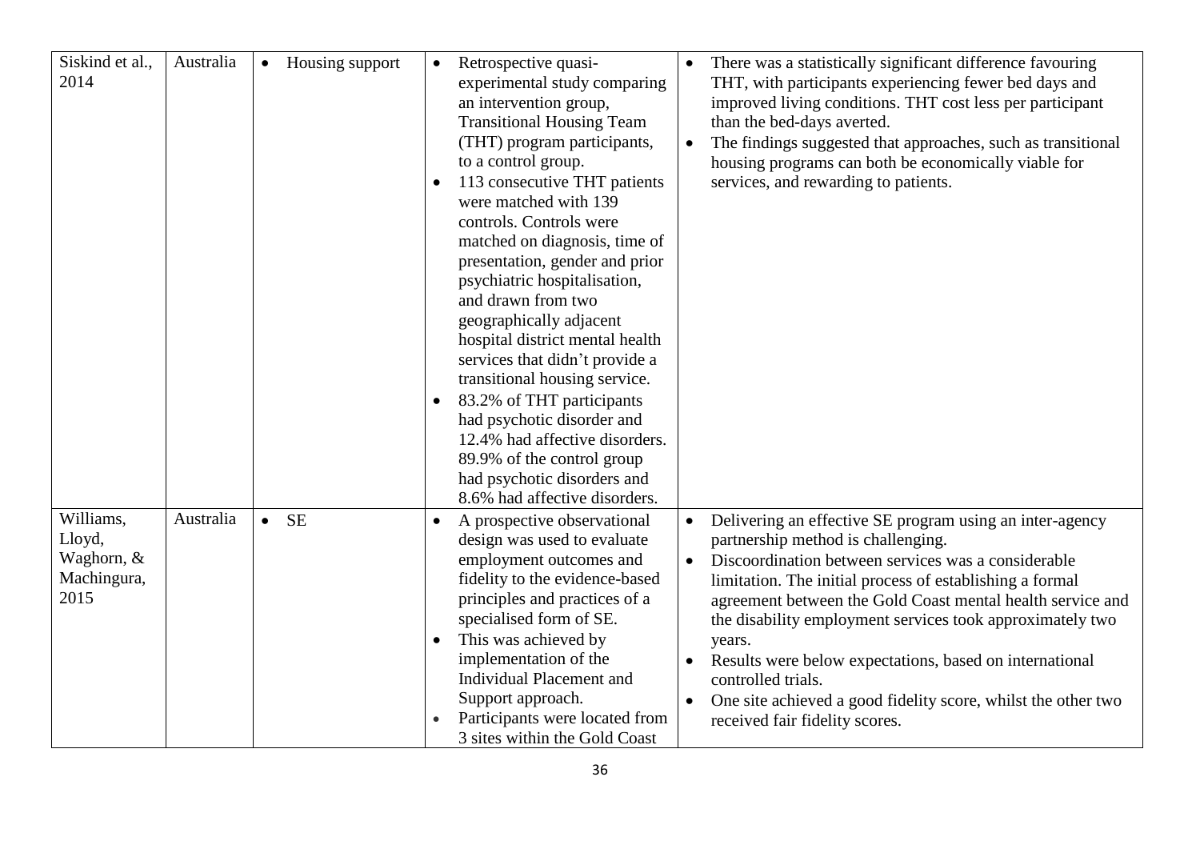| | | | | |
|---|---|---|---|---|
| Siskind et al., 2014 | Australia | • Housing support | • Retrospective quasi-experimental study comparing an intervention group, Transitional Housing Team (THT) program participants, to a control group.<br>• 113 consecutive THT patients were matched with 139 controls. Controls were matched on diagnosis, time of presentation, gender and prior psychiatric hospitalisation, and drawn from two geographically adjacent hospital district mental health services that didn't provide a transitional housing service.<br>• 83.2% of THT participants had psychotic disorder and 12.4% had affective disorders. 89.9% of the control group had psychotic disorders and 8.6% had affective disorders. | • There was a statistically significant difference favouring THT, with participants experiencing fewer bed days and improved living conditions. THT cost less per participant than the bed-days averted.<br>• The findings suggested that approaches, such as transitional housing programs can both be economically viable for services, and rewarding to patients. |
| Williams, Lloyd, Waghorn, & Machingura, 2015 | Australia | • SE | • A prospective observational design was used to evaluate employment outcomes and fidelity to the evidence-based principles and practices of a specialised form of SE.<br>• This was achieved by implementation of the Individual Placement and Support approach.<br>• Participants were located from 3 sites within the Gold Coast | • Delivering an effective SE program using an inter-agency partnership method is challenging.<br>• Discoordination between services was a considerable limitation. The initial process of establishing a formal agreement between the Gold Coast mental health service and the disability employment services took approximately two years.<br>• Results were below expectations, based on international controlled trials.<br>• One site achieved a good fidelity score, whilst the other two received fair fidelity scores. |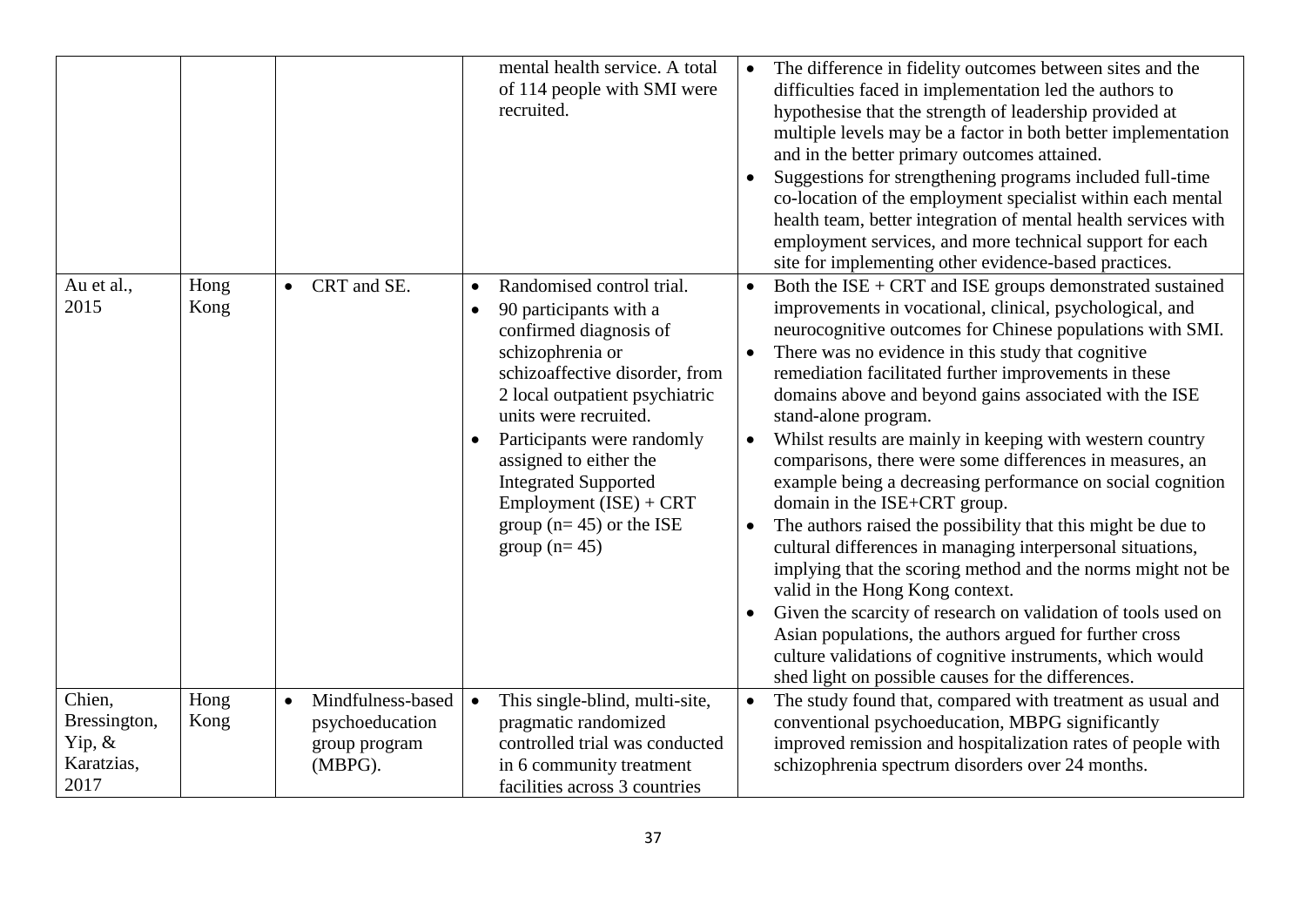| | | | | |
|---|---|---|---|---|
| | | | mental health service. A total of 114 people with SMI were recruited. | • The difference in fidelity outcomes between sites and the difficulties faced in implementation led the authors to hypothesise that the strength of leadership provided at multiple levels may be a factor in both better implementation and in the better primary outcomes attained.<br>• Suggestions for strengthening programs included full-time co-location of the employment specialist within each mental health team, better integration of mental health services with employment services, and more technical support for each site for implementing other evidence-based practices. |
| Au et al., 2015 | Hong Kong | • CRT and SE. | • Randomised control trial.<br>• 90 participants with a confirmed diagnosis of schizophrenia or schizoaffective disorder, from 2 local outpatient psychiatric units were recruited.<br>• Participants were randomly assigned to either the Integrated Supported Employment (ISE) + CRT group (n= 45) or the ISE group (n= 45) | • Both the ISE + CRT and ISE groups demonstrated sustained improvements in vocational, clinical, psychological, and neurocognitive outcomes for Chinese populations with SMI.<br>• There was no evidence in this study that cognitive remediation facilitated further improvements in these domains above and beyond gains associated with the ISE stand-alone program.<br>• Whilst results are mainly in keeping with western country comparisons, there were some differences in measures, an example being a decreasing performance on social cognition domain in the ISE+CRT group.<br>• The authors raised the possibility that this might be due to cultural differences in managing interpersonal situations, implying that the scoring method and the norms might not be valid in the Hong Kong context.<br>• Given the scarcity of research on validation of tools used on Asian populations, the authors argued for further cross culture validations of cognitive instruments, which would shed light on possible causes for the differences. |
| Chien, Bressington, Yip, & Karatzias, 2017 | Hong Kong | • Mindfulness-based psychoeducation group program (MBPG). | • This single-blind, multi-site, pragmatic randomized controlled trial was conducted in 6 community treatment facilities across 3 countries | • The study found that, compared with treatment as usual and conventional psychoeducation, MBPG significantly improved remission and hospitalization rates of people with schizophrenia spectrum disorders over 24 months. |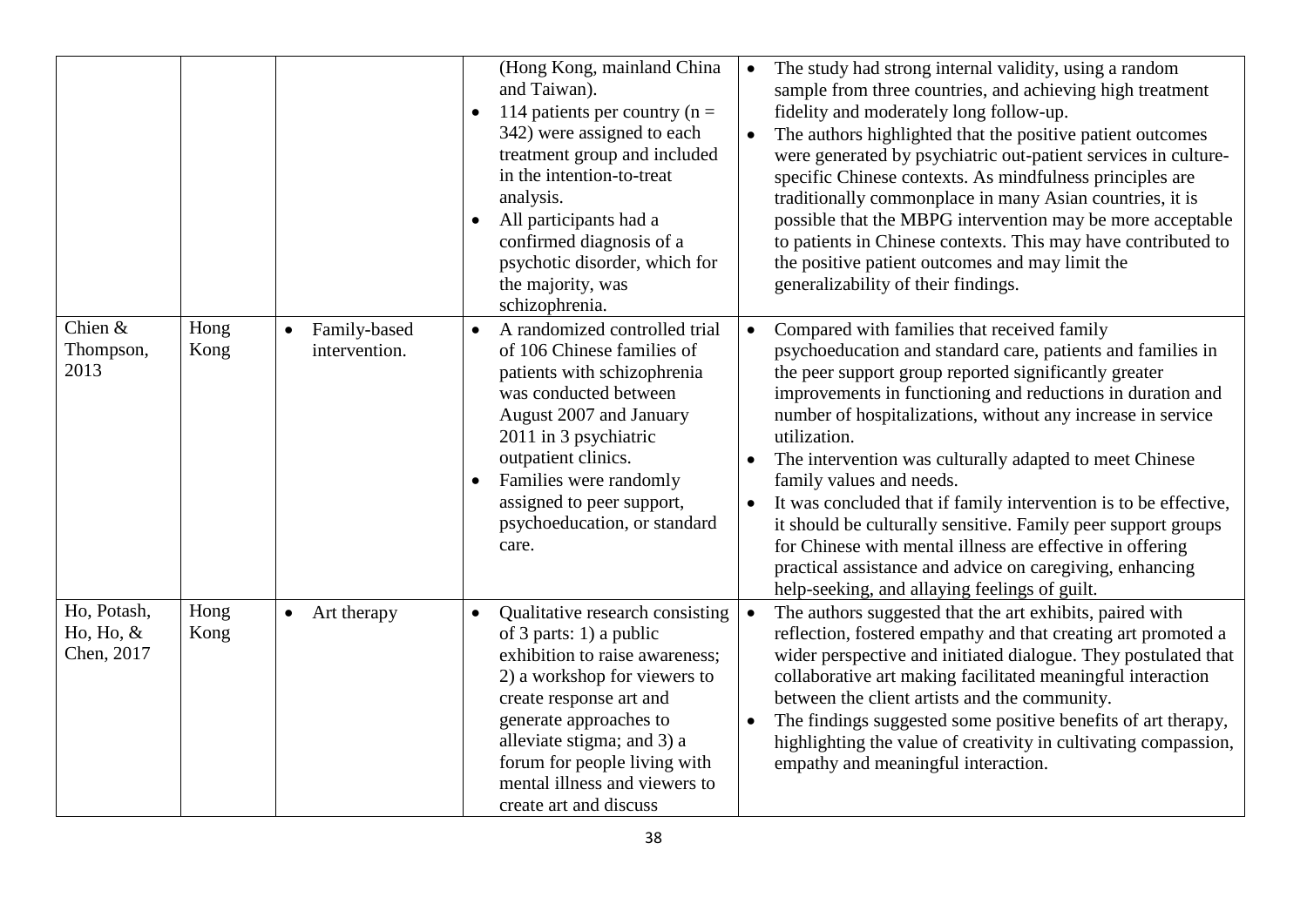| | | | | |
|---|---|---|---|---|
| | | | (Hong Kong, mainland China and Taiwan).<br>• 114 patients per country (n = 342) were assigned to each treatment group and included in the intention-to-treat analysis.<br>• All participants had a confirmed diagnosis of a psychotic disorder, which for the majority, was schizophrenia. | • The study had strong internal validity, using a random sample from three countries, and achieving high treatment fidelity and moderately long follow-up.<br>• The authors highlighted that the positive patient outcomes were generated by psychiatric out-patient services in culture-specific Chinese contexts. As mindfulness principles are traditionally commonplace in many Asian countries, it is possible that the MBPG intervention may be more acceptable to patients in Chinese contexts. This may have contributed to the positive patient outcomes and may limit the generalizability of their findings. |
| Chien & Thompson, 2013 | Hong Kong | • Family-based intervention. | • A randomized controlled trial of 106 Chinese families of patients with schizophrenia was conducted between August 2007 and January 2011 in 3 psychiatric outpatient clinics.<br>• Families were randomly assigned to peer support, psychoeducation, or standard care. | • Compared with families that received family psychoeducation and standard care, patients and families in the peer support group reported significantly greater improvements in functioning and reductions in duration and number of hospitalizations, without any increase in service utilization.<br>• The intervention was culturally adapted to meet Chinese family values and needs.<br>• It was concluded that if family intervention is to be effective, it should be culturally sensitive. Family peer support groups for Chinese with mental illness are effective in offering practical assistance and advice on caregiving, enhancing help-seeking, and allaying feelings of guilt. |
| Ho, Potash, Ho, Ho, & Chen, 2017 | Hong Kong | • Art therapy | • Qualitative research consisting of 3 parts: 1) a public exhibition to raise awareness; 2) a workshop for viewers to create response art and generate approaches to alleviate stigma; and 3) a forum for people living with mental illness and viewers to create art and discuss | • The authors suggested that the art exhibits, paired with reflection, fostered empathy and that creating art promoted a wider perspective and initiated dialogue. They postulated that collaborative art making facilitated meaningful interaction between the client artists and the community.<br>• The findings suggested some positive benefits of art therapy, highlighting the value of creativity in cultivating compassion, empathy and meaningful interaction. |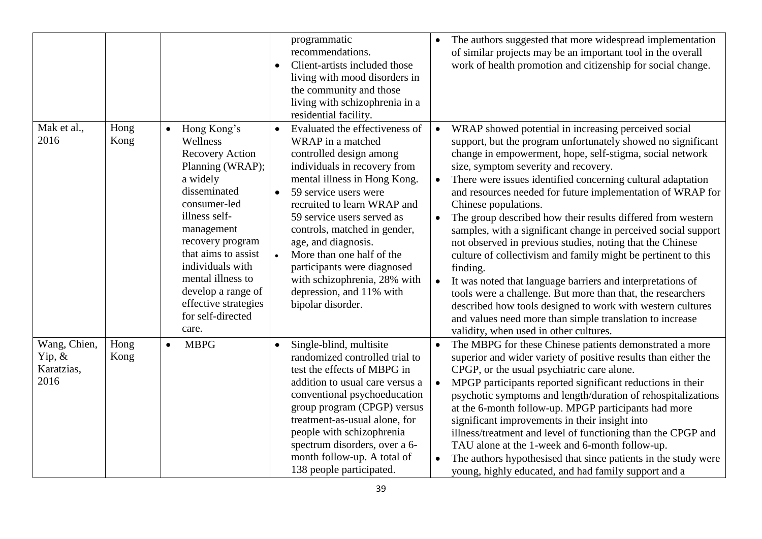| | | | | |
|---|---|---|---|---|
| | | | • programmatic recommendations.<br>• Client-artists included those living with mood disorders in the community and those living with schizophrenia in a residential facility. | • The authors suggested that more widespread implementation of similar projects may be an important tool in the overall work of health promotion and citizenship for social change. |
| Mak et al., 2016 | Hong Kong | • Hong Kong's Wellness Recovery Action Planning (WRAP); a widely disseminated consumer-led illness self-management recovery program that aims to assist individuals with mental illness to develop a range of effective strategies for self-directed care. | • Evaluated the effectiveness of WRAP in a matched controlled design among individuals in recovery from mental illness in Hong Kong.<br>• 59 service users were recruited to learn WRAP and 59 service users served as controls, matched in gender, age, and diagnosis.<br>• More than one half of the participants were diagnosed with schizophrenia, 28% with depression, and 11% with bipolar disorder. | • WRAP showed potential in increasing perceived social support, but the program unfortunately showed no significant change in empowerment, hope, self-stigma, social network size, symptom severity and recovery.<br>• There were issues identified concerning cultural adaptation and resources needed for future implementation of WRAP for Chinese populations.<br>• The group described how their results differed from western samples, with a significant change in perceived social support not observed in previous studies, noting that the Chinese culture of collectivism and family might be pertinent to this finding.<br>• It was noted that language barriers and interpretations of tools were a challenge. But more than that, the researchers described how tools designed to work with western cultures and values need more than simple translation to increase validity, when used in other cultures. |
| Wang, Chien, Yip, & Karatzias, 2016 | Hong Kong | • MBPG | • Single-blind, multisite randomized controlled trial to test the effects of MBPG in addition to usual care versus a conventional psychoeducation group program (CPGP) versus treatment-as-usual alone, for people with schizophrenia spectrum disorders, over a 6-month follow-up. A total of 138 people participated. | • The MBPG for these Chinese patients demonstrated a more superior and wider variety of positive results than either the CPGP, or the usual psychiatric care alone.<br>• MPGP participants reported significant reductions in their psychotic symptoms and length/duration of rehospitalizations at the 6-month follow-up. MPGP participants had more significant improvements in their insight into illness/treatment and level of functioning than the CPGP and TAU alone at the 1-week and 6-month follow-up.<br>• The authors hypothesised that since patients in the study were young, highly educated, and had family support and a |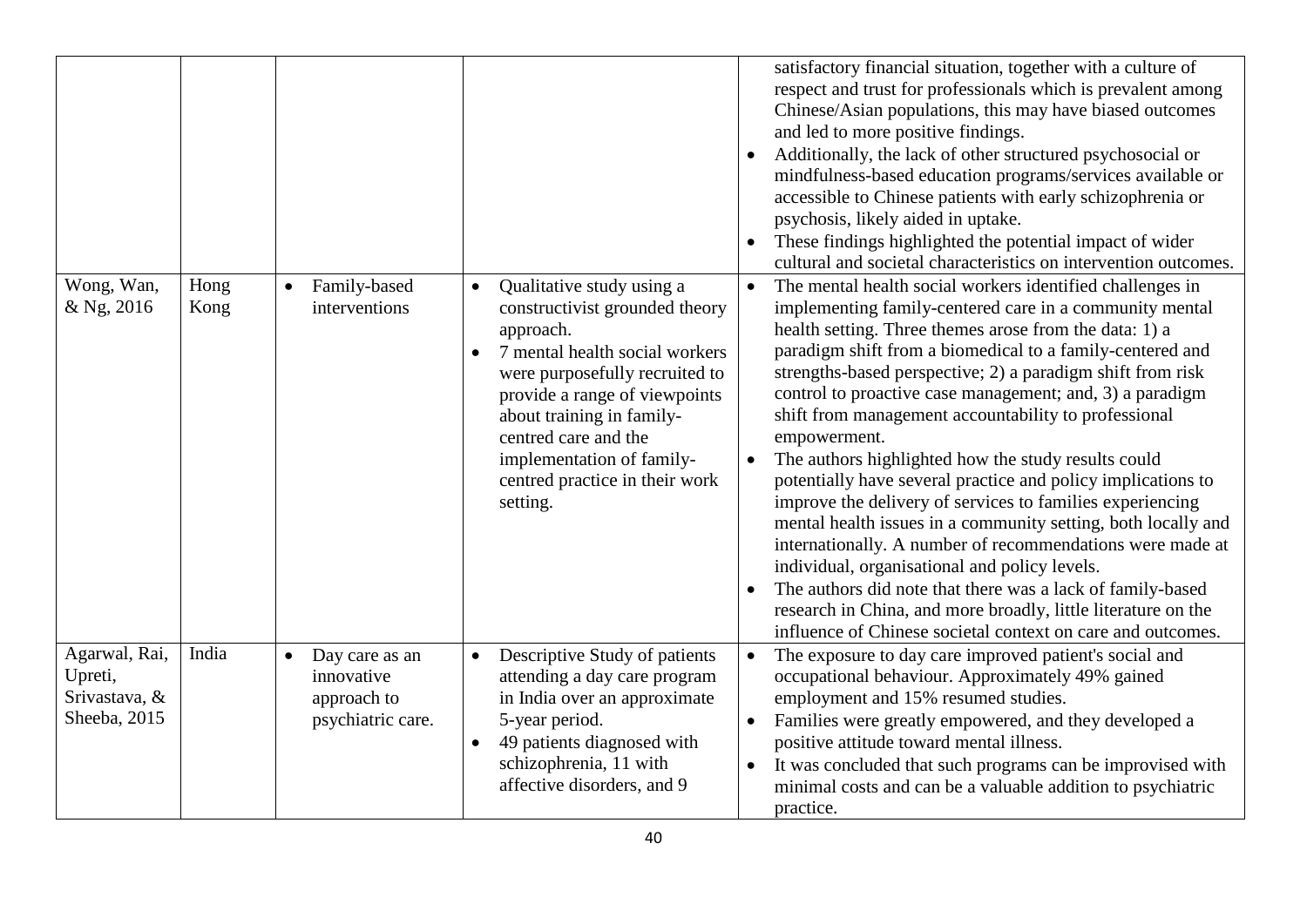| | | | | |
|---|---|---|---|---|
| | | | | satisfactory financial situation, together with a culture of respect and trust for professionals which is prevalent among Chinese/Asian populations, this may have biased outcomes and led to more positive findings.<br>• Additionally, the lack of other structured psychosocial or mindfulness-based education programs/services available or accessible to Chinese patients with early schizophrenia or psychosis, likely aided in uptake.<br>• These findings highlighted the potential impact of wider cultural and societal characteristics on intervention outcomes. |
| Wong, Wan, & Ng, 2016 | Hong Kong | • Family-based interventions | • Qualitative study using a constructivist grounded theory approach.<br>• 7 mental health social workers were purposefully recruited to provide a range of viewpoints about training in family-centred care and the implementation of family-centred practice in their work setting. | • The mental health social workers identified challenges in implementing family-centered care in a community mental health setting. Three themes arose from the data: 1) a paradigm shift from a biomedical to a family-centered and strengths-based perspective; 2) a paradigm shift from risk control to proactive case management; and, 3) a paradigm shift from management accountability to professional empowerment.<br>• The authors highlighted how the study results could potentially have several practice and policy implications to improve the delivery of services to families experiencing mental health issues in a community setting, both locally and internationally. A number of recommendations were made at individual, organisational and policy levels.<br>• The authors did note that there was a lack of family-based research in China, and more broadly, little literature on the influence of Chinese societal context on care and outcomes. |
| Agarwal, Rai, Upreti, Srivastava, & Sheeba, 2015 | India | • Day care as an innovative approach to psychiatric care. | • Descriptive Study of patients attending a day care program in India over an approximate 5-year period.<br>• 49 patients diagnosed with schizophrenia, 11 with affective disorders, and 9 | • The exposure to day care improved patient's social and occupational behaviour. Approximately 49% gained employment and 15% resumed studies.<br>• Families were greatly empowered, and they developed a positive attitude toward mental illness.<br>• It was concluded that such programs can be improvised with minimal costs and can be a valuable addition to psychiatric practice. |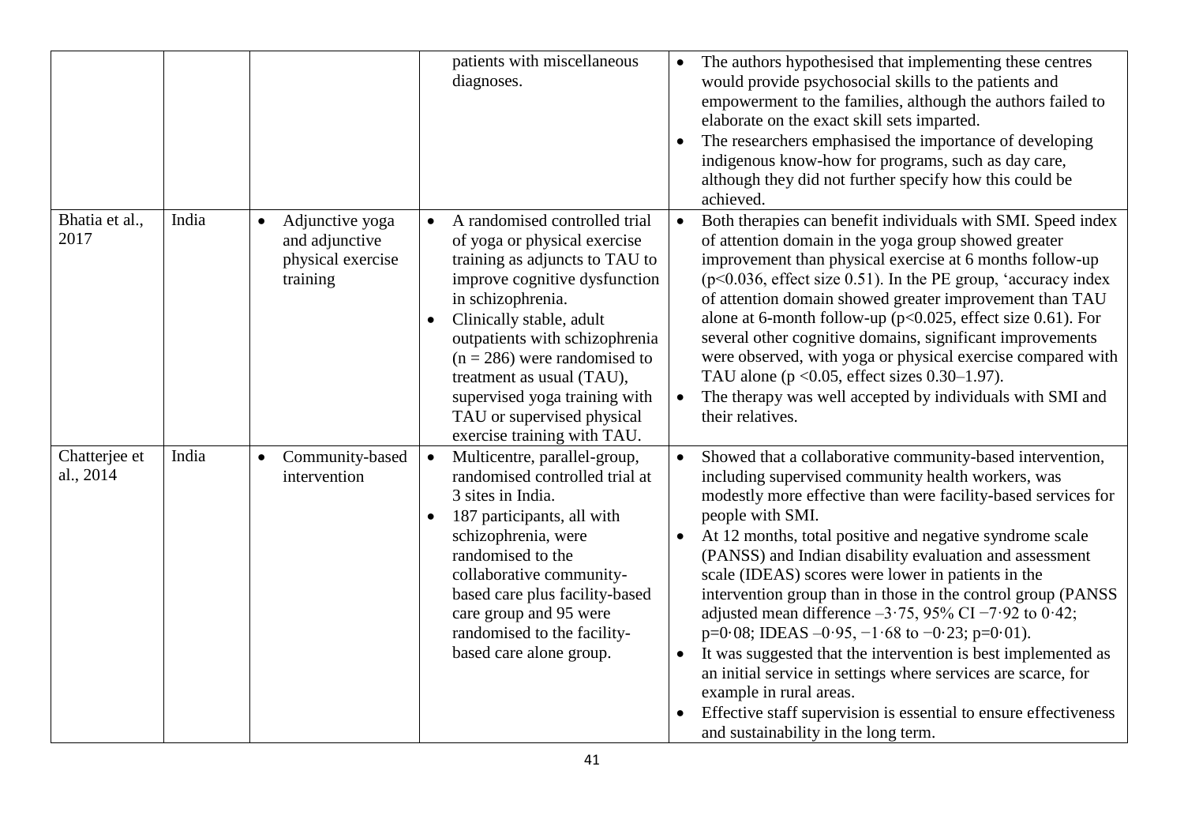| | | | | |
|---|---|---|---|---|
| | | | patients with miscellaneous diagnoses. | • The authors hypothesised that implementing these centres would provide psychosocial skills to the patients and empowerment to the families, although the authors failed to elaborate on the exact skill sets imparted.<br>• The researchers emphasised the importance of developing indigenous know-how for programs, such as day care, although they did not further specify how this could be achieved. |
| Bhatia et al., 2017 | India | • Adjunctive yoga and adjunctive physical exercise training | • A randomised controlled trial of yoga or physical exercise training as adjuncts to TAU to improve cognitive dysfunction in schizophrenia.<br>• Clinically stable, adult outpatients with schizophrenia ($n = 286$) were randomised to treatment as usual (TAU), supervised yoga training with TAU or supervised physical exercise training with TAU. | • Both therapies can benefit individuals with SMI. Speed index of attention domain in the yoga group showed greater improvement than physical exercise at 6 months follow-up ($p<0.036$, effect size 0.51). In the PE group, 'accuracy index of attention domain showed greater improvement than TAU alone at 6-month follow-up ($p<0.025$, effect size 0.61). For several other cognitive domains, significant improvements were observed, with yoga or physical exercise compared with TAU alone ($p < 0.05$, effect sizes 0.30–1.97).<br>• The therapy was well accepted by individuals with SMI and their relatives. |
| Chatterjee et al., 2014 | India | • Community-based intervention | • Multicentre, parallel-group, randomised controlled trial at 3 sites in India.<br>• 187 participants, all with schizophrenia, were randomised to the collaborative community-based care plus facility-based care group and 95 were randomised to the facility-based care alone group. | • Showed that a collaborative community-based intervention, including supervised community health workers, was modestly more effective than were facility-based services for people with SMI.<br>• At 12 months, total positive and negative syndrome scale (PANSS) and Indian disability evaluation and assessment scale (IDEAS) scores were lower in patients in the intervention group than in those in the control group (PANSS adjusted mean difference –3·75, 95% CI −7·92 to 0·42; p=0·08; IDEAS –0·95, −1·68 to −0·23; p=0·01).<br>• It was suggested that the intervention is best implemented as an initial service in settings where services are scarce, for example in rural areas.<br>• Effective staff supervision is essential to ensure effectiveness and sustainability in the long term. |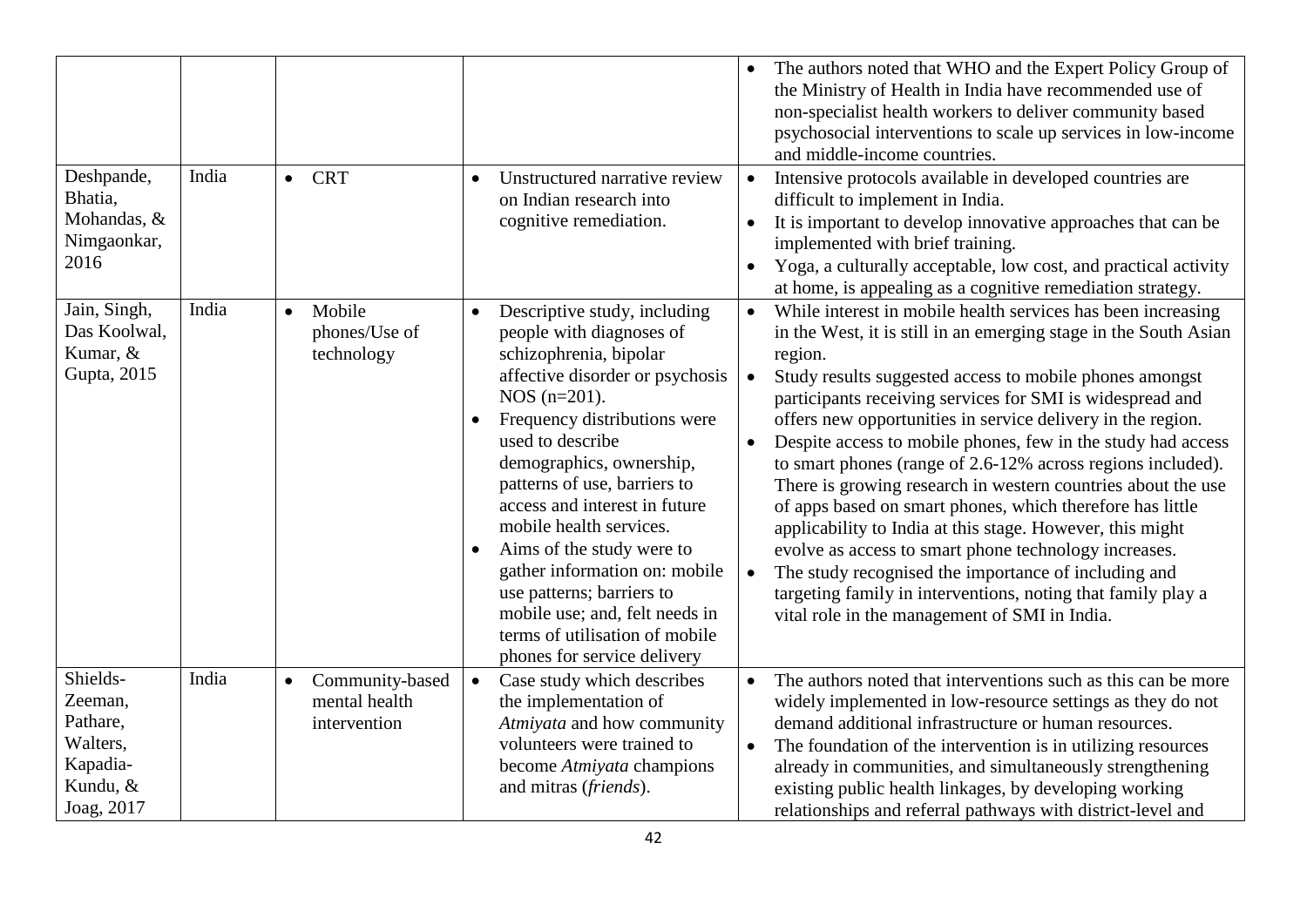| | | | | |
|---|---|---|---|---|
| | | | | • The authors noted that WHO and the Expert Policy Group of the Ministry of Health in India have recommended use of non-specialist health workers to deliver community based psychosocial interventions to scale up services in low-income and middle-income countries. |
| Deshpande, Bhatia, Mohandas, & Nimgaonkar, 2016 | India | • CRT | • Unstructured narrative review on Indian research into cognitive remediation. | • Intensive protocols available in developed countries are difficult to implement in India.<br>• It is important to develop innovative approaches that can be implemented with brief training.<br>• Yoga, a culturally acceptable, low cost, and practical activity at home, is appealing as a cognitive remediation strategy. |
| Jain, Singh, Das Koolwal, Kumar, & Gupta, 2015 | India | • Mobile phones/Use of technology | • Descriptive study, including people with diagnoses of schizophrenia, bipolar affective disorder or psychosis NOS (n=201).<br>• Frequency distributions were used to describe demographics, ownership, patterns of use, barriers to access and interest in future mobile health services.<br>• Aims of the study were to gather information on: mobile use patterns; barriers to mobile use; and, felt needs in terms of utilisation of mobile phones for service delivery | • While interest in mobile health services has been increasing in the West, it is still in an emerging stage in the South Asian region.<br>• Study results suggested access to mobile phones amongst participants receiving services for SMI is widespread and offers new opportunities in service delivery in the region.<br>• Despite access to mobile phones, few in the study had access to smart phones (range of 2.6-12% across regions included). There is growing research in western countries about the use of apps based on smart phones, which therefore has little applicability to India at this stage. However, this might evolve as access to smart phone technology increases.<br>• The study recognised the importance of including and targeting family in interventions, noting that family play a vital role in the management of SMI in India. |
| Shields-Zeeman, Pathare, Walters, Kapadia-Kundu, & Joag, 2017 | India | • Community-based mental health intervention | • Case study which describes the implementation of *Atmiyata* and how community volunteers were trained to become *Atmiyata* champions and mitras (*friends*). | • The authors noted that interventions such as this can be more widely implemented in low-resource settings as they do not demand additional infrastructure or human resources.<br>• The foundation of the intervention is in utilizing resources already in communities, and simultaneously strengthening existing public health linkages, by developing working relationships and referral pathways with district-level and |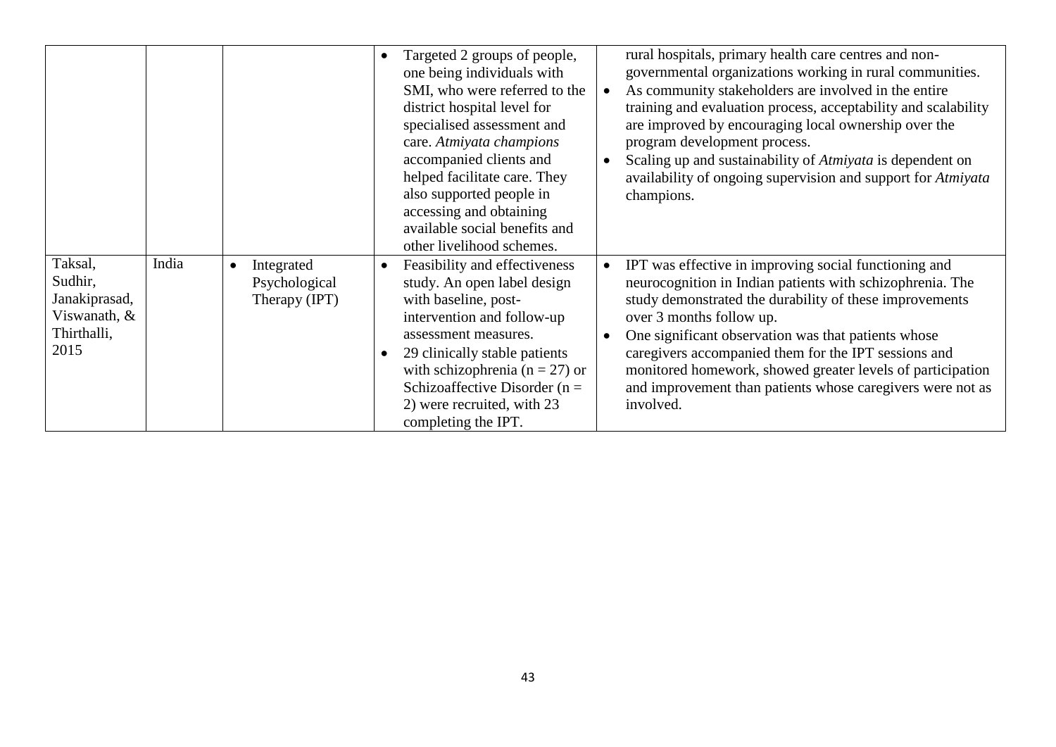| | | | | |
|---|---|---|---|---|
| | | | • Targeted 2 groups of people, one being individuals with SMI, who were referred to the district hospital level for specialised assessment and care. *Atmiyata champions* accompanied clients and helped facilitate care. They also supported people in accessing and obtaining available social benefits and other livelihood schemes. | rural hospitals, primary health care centres and non-governmental organizations working in rural communities.<br>• As community stakeholders are involved in the entire training and evaluation process, acceptability and scalability are improved by encouraging local ownership over the program development process.<br>• Scaling up and sustainability of *Atmiyata* is dependent on availability of ongoing supervision and support for *Atmiyata* champions. |
| Taksal, Sudhir, Janakiprasad, Viswanath, & Thirthalli, 2015 | India | • Integrated Psychological Therapy (IPT) | • Feasibility and effectiveness study. An open label design with baseline, post-intervention and follow-up assessment measures.<br>• 29 clinically stable patients with schizophrenia (n = 27) or Schizoaffective Disorder (n = 2) were recruited, with 23 completing the IPT. | • IPT was effective in improving social functioning and neurocognition in Indian patients with schizophrenia. The study demonstrated the durability of these improvements over 3 months follow up.<br>• One significant observation was that patients whose caregivers accompanied them for the IPT sessions and monitored homework, showed greater levels of participation and improvement than patients whose caregivers were not as involved. |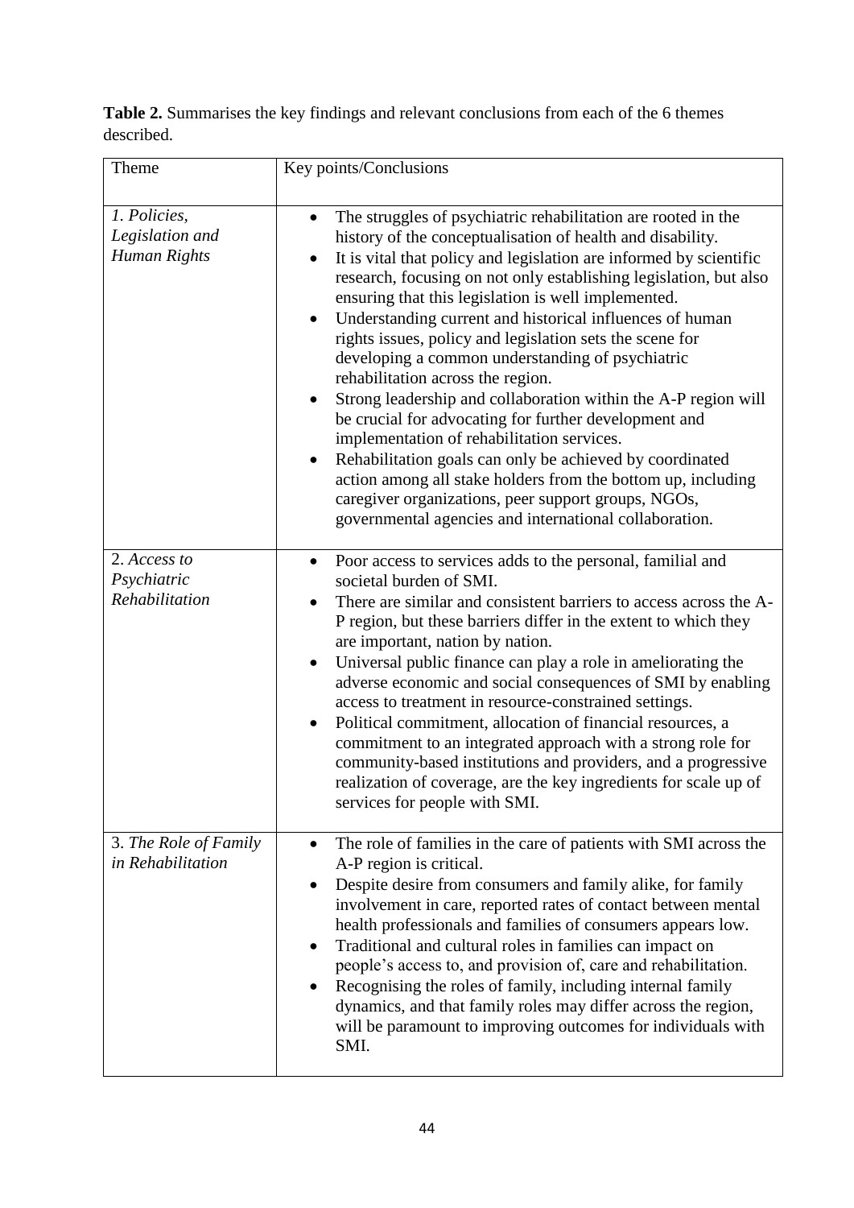**Table 2.** Summarises the key findings and relevant conclusions from each of the 6 themes described.

| Theme | Key points/Conclusions |
|---|---|
| *1. Policies, Legislation and Human Rights* | • The struggles of psychiatric rehabilitation are rooted in the history of the conceptualisation of health and disability.<br>• It is vital that policy and legislation are informed by scientific research, focusing on not only establishing legislation, but also ensuring that this legislation is well implemented.<br>• Understanding current and historical influences of human rights issues, policy and legislation sets the scene for developing a common understanding of psychiatric rehabilitation across the region.<br>• Strong leadership and collaboration within the A-P region will be crucial for advocating for further development and implementation of rehabilitation services.<br>• Rehabilitation goals can only be achieved by coordinated action among all stake holders from the bottom up, including caregiver organizations, peer support groups, NGOs, governmental agencies and international collaboration. |
| 2. *Access to Psychiatric Rehabilitation* | • Poor access to services adds to the personal, familial and societal burden of SMI.<br>• There are similar and consistent barriers to access across the A-P region, but these barriers differ in the extent to which they are important, nation by nation.<br>• Universal public finance can play a role in ameliorating the adverse economic and social consequences of SMI by enabling access to treatment in resource-constrained settings.<br>• Political commitment, allocation of financial resources, a commitment to an integrated approach with a strong role for community-based institutions and providers, and a progressive realization of coverage, are the key ingredients for scale up of services for people with SMI. |
| 3. *The Role of Family in Rehabilitation* | • The role of families in the care of patients with SMI across the A-P region is critical.<br>• Despite desire from consumers and family alike, for family involvement in care, reported rates of contact between mental health professionals and families of consumers appears low.<br>• Traditional and cultural roles in families can impact on people's access to, and provision of, care and rehabilitation.<br>• Recognising the roles of family, including internal family dynamics, and that family roles may differ across the region, will be paramount to improving outcomes for individuals with SMI. |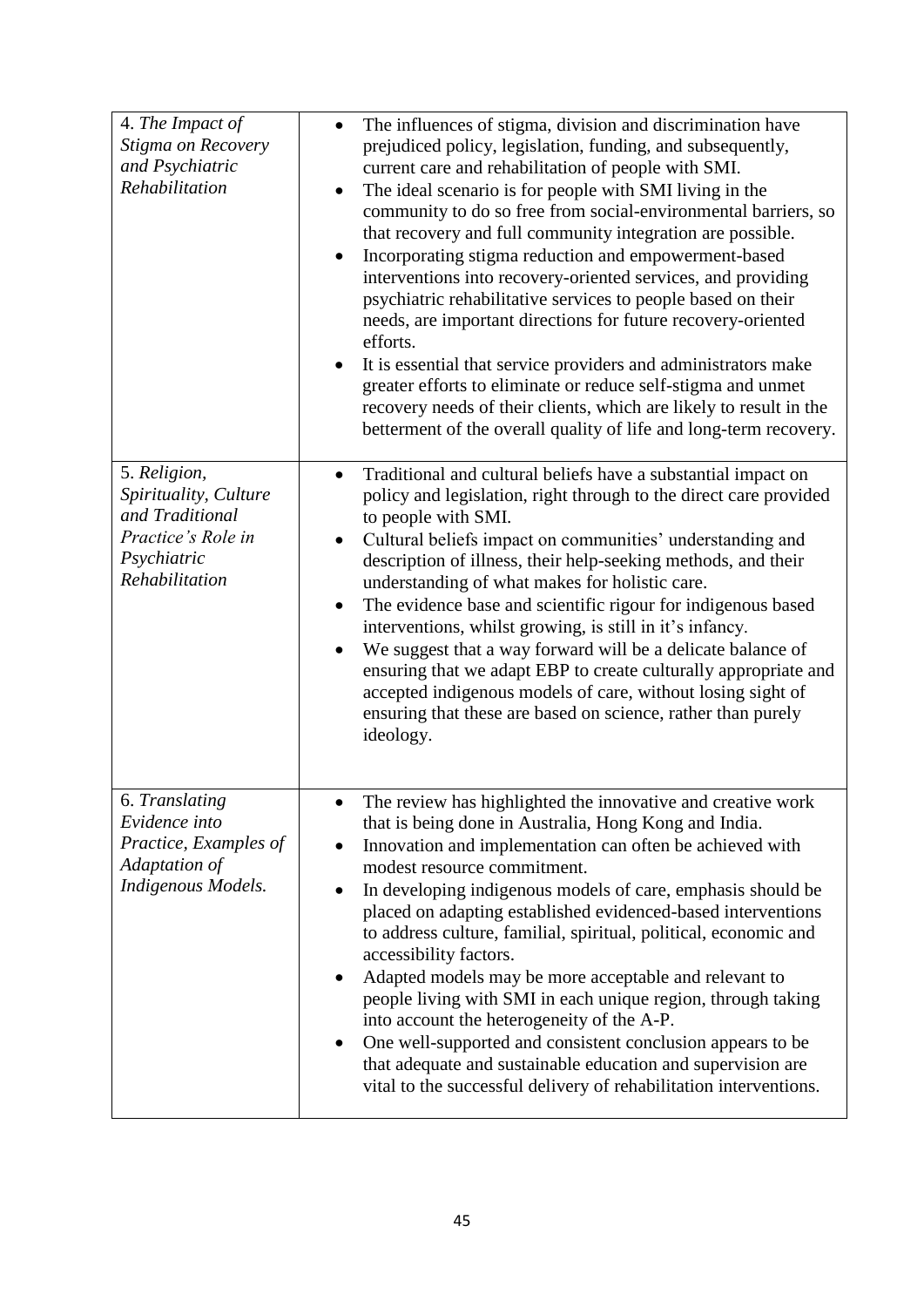| | |
|---|---|
| 4. *The Impact of Stigma on Recovery and Psychiatric Rehabilitation* | • The influences of stigma, division and discrimination have prejudiced policy, legislation, funding, and subsequently, current care and rehabilitation of people with SMI.<br>• The ideal scenario is for people with SMI living in the community to do so free from social-environmental barriers, so that recovery and full community integration are possible.<br>• Incorporating stigma reduction and empowerment-based interventions into recovery-oriented services, and providing psychiatric rehabilitative services to people based on their needs, are important directions for future recovery-oriented efforts.<br>• It is essential that service providers and administrators make greater efforts to eliminate or reduce self-stigma and unmet recovery needs of their clients, which are likely to result in the betterment of the overall quality of life and long-term recovery. |
| 5. *Religion, Spirituality, Culture and Traditional Practice's Role in Psychiatric Rehabilitation* | • Traditional and cultural beliefs have a substantial impact on policy and legislation, right through to the direct care provided to people with SMI.<br>• Cultural beliefs impact on communities' understanding and description of illness, their help-seeking methods, and their understanding of what makes for holistic care.<br>• The evidence base and scientific rigour for indigenous based interventions, whilst growing, is still in it's infancy.<br>• We suggest that a way forward will be a delicate balance of ensuring that we adapt EBP to create culturally appropriate and accepted indigenous models of care, without losing sight of ensuring that these are based on science, rather than purely ideology. |
| 6. *Translating Evidence into Practice, Examples of Adaptation of Indigenous Models.* | • The review has highlighted the innovative and creative work that is being done in Australia, Hong Kong and India.<br>• Innovation and implementation can often be achieved with modest resource commitment.<br>• In developing indigenous models of care, emphasis should be placed on adapting established evidenced-based interventions to address culture, familial, spiritual, political, economic and accessibility factors.<br>• Adapted models may be more acceptable and relevant to people living with SMI in each unique region, through taking into account the heterogeneity of the A-P.<br>• One well-supported and consistent conclusion appears to be that adequate and sustainable education and supervision are vital to the successful delivery of rehabilitation interventions. |